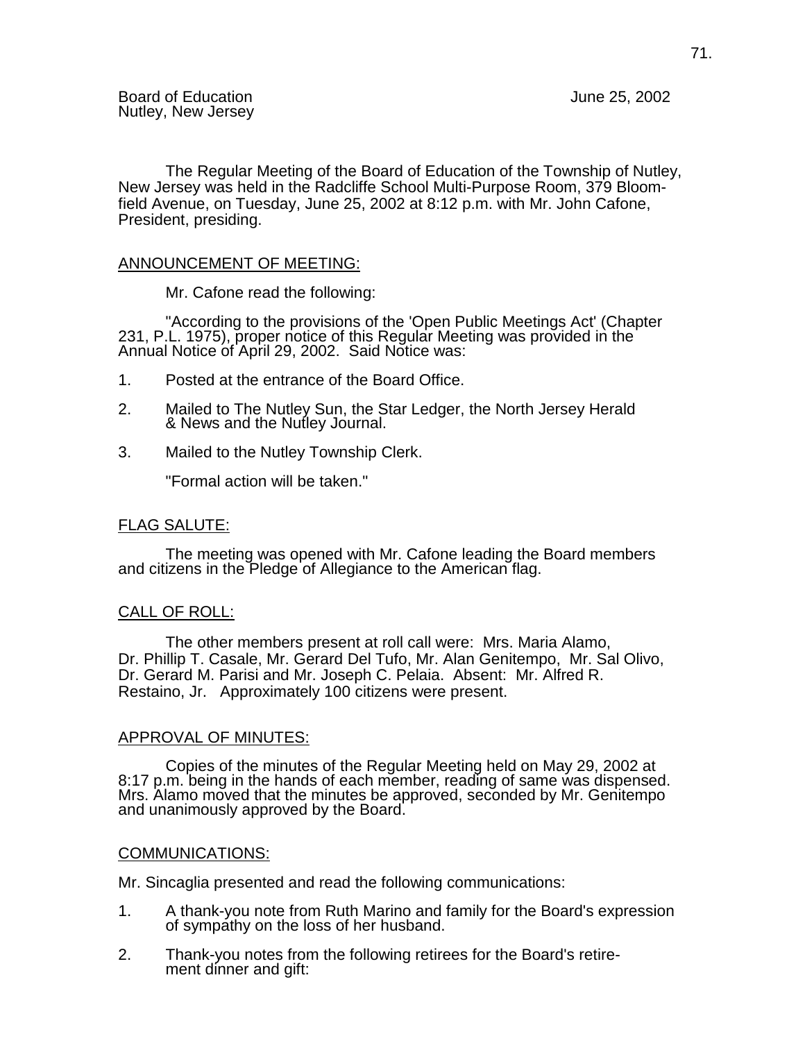Board of Education June 25, 2002
Nutley, New Jersey

The Regular Meeting of the Board of Education of the Township of Nutley, New Jersey was held in the Radcliffe School Multi-Purpose Room, 379 Bloomfield Avenue, on Tuesday, June 25, 2002 at 8:12 p.m. with Mr. John Cafone, President, presiding.

## ANNOUNCEMENT OF MEETING:

Mr. Cafone read the following:

"According to the provisions of the 'Open Public Meetings Act' (Chapter 231, P.L. 1975), proper notice of this Regular Meeting was provided in the Annual Notice of April 29, 2002. Said Notice was:

1. Posted at the entrance of the Board Office.
2. Mailed to The Nutley Sun, the Star Ledger, the North Jersey Herald & News and the Nutley Journal.
3. Mailed to the Nutley Township Clerk.

"Formal action will be taken."

## FLAG SALUTE:

The meeting was opened with Mr. Cafone leading the Board members and citizens in the Pledge of Allegiance to the American flag.

## CALL OF ROLL:

The other members present at roll call were: Mrs. Maria Alamo, Dr. Phillip T. Casale, Mr. Gerard Del Tufo, Mr. Alan Genitempo, Mr. Sal Olivo, Dr. Gerard M. Parisi and Mr. Joseph C. Pelaia. Absent: Mr. Alfred R. Restaino, Jr. Approximately 100 citizens were present.

## APPROVAL OF MINUTES:

Copies of the minutes of the Regular Meeting held on May 29, 2002 at 8:17 p.m. being in the hands of each member, reading of same was dispensed. Mrs. Alamo moved that the minutes be approved, seconded by Mr. Genitempo and unanimously approved by the Board.

## COMMUNICATIONS:

Mr. Sincaglia presented and read the following communications:

1. A thank-you note from Ruth Marino and family for the Board's expression of sympathy on the loss of her husband.
2. Thank-you notes from the following retirees for the Board's retirement dinner and gift: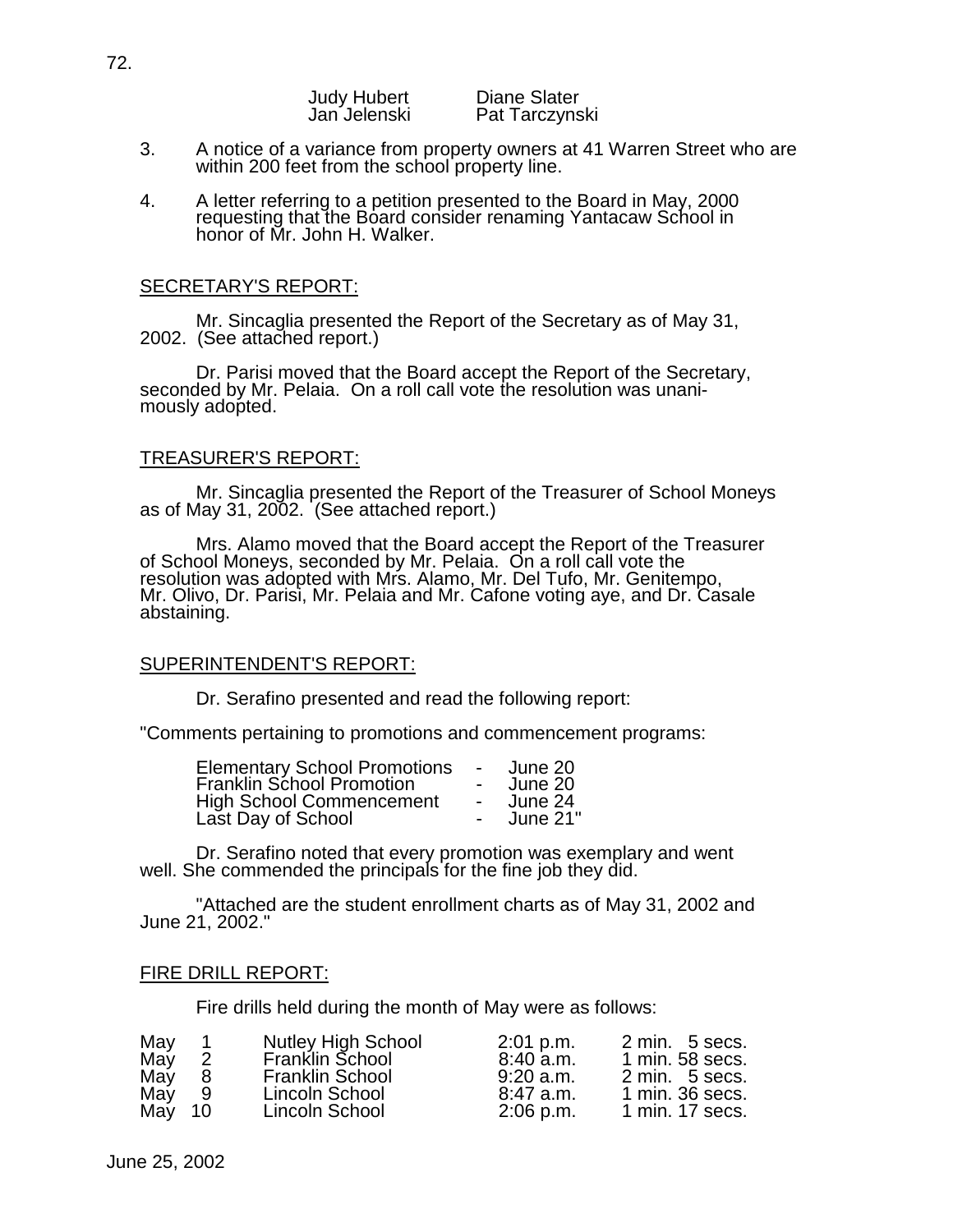| | |
|---|---|
| Judy Hubert | Diane Slater |
| Jan Jelenski | Pat Tarczynski |

3. A notice of a variance from property owners at 41 Warren Street who are within 200 feet from the school property line.

4. A letter referring to a petition presented to the Board in May, 2000 requesting that the Board consider renaming Yantacaw School in honor of Mr. John H. Walker.

## SECRETARY'S REPORT:

Mr. Sincaglia presented the Report of the Secretary as of May 31, 2002. (See attached report.)

Dr. Parisi moved that the Board accept the Report of the Secretary, seconded by Mr. Pelaia. On a roll call vote the resolution was unanimously adopted.

## TREASURER'S REPORT:

Mr. Sincaglia presented the Report of the Treasurer of School Moneys as of May 31, 2002. (See attached report.)

Mrs. Alamo moved that the Board accept the Report of the Treasurer of School Moneys, seconded by Mr. Pelaia. On a roll call vote the resolution was adopted with Mrs. Alamo, Mr. Del Tufo, Mr. Genitempo, Mr. Olivo, Dr. Parisi, Mr. Pelaia and Mr. Cafone voting aye, and Dr. Casale abstaining.

## SUPERINTENDENT'S REPORT:

Dr. Serafino presented and read the following report:

"Comments pertaining to promotions and commencement programs:

| | | |
|---|---|---|
| Elementary School Promotions | - | June 20 |
| Franklin School Promotion | - | June 20 |
| High School Commencement | - | June 24 |
| Last Day of School | - | June 21" |

Dr. Serafino noted that every promotion was exemplary and went well. She commended the principals for the fine job they did.

"Attached are the student enrollment charts as of May 31, 2002 and June 21, 2002."

## FIRE DRILL REPORT:

Fire drills held during the month of May were as follows:

| | | | | |
|---|---|---|---|---|
| May | 1 | Nutley High School | 2:01 p.m. | 2 min. 5 secs. |
| May | 2 | Franklin School | 8:40 a.m. | 1 min. 58 secs. |
| May | 8 | Franklin School | 9:20 a.m. | 2 min. 5 secs. |
| May | 9 | Lincoln School | 8:47 a.m. | 1 min. 36 secs. |
| May | 10 | Lincoln School | 2:06 p.m. | 1 min. 17 secs. |

June 25, 2002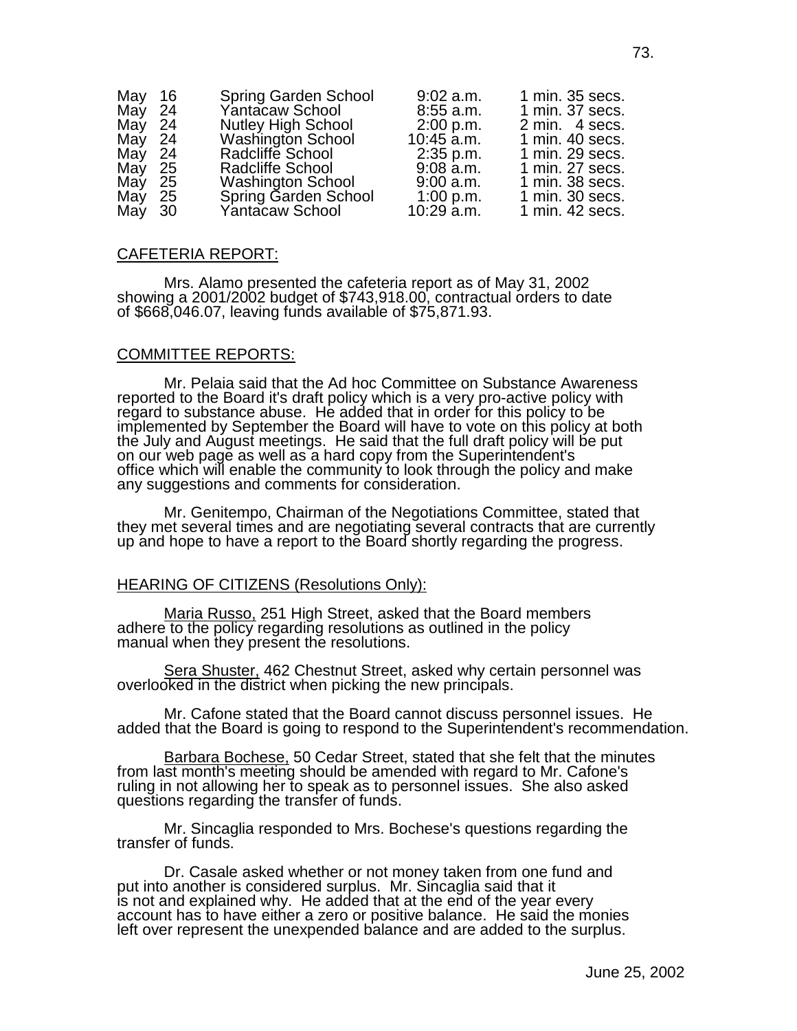| | | | |
|---|---|---|---|
| May 16 | Spring Garden School | 9:02 a.m. | 1 min. 35 secs. |
| May 24 | Yantacaw School | 8:55 a.m. | 1 min. 37 secs. |
| May 24 | Nutley High School | 2:00 p.m. | 2 min. 4 secs. |
| May 24 | Washington School | 10:45 a.m. | 1 min. 40 secs. |
| May 24 | Radcliffe School | 2:35 p.m. | 1 min. 29 secs. |
| May 25 | Radcliffe School | 9:08 a.m. | 1 min. 27 secs. |
| May 25 | Washington School | 9:00 a.m. | 1 min. 38 secs. |
| May 25 | Spring Garden School | 1:00 p.m. | 1 min. 30 secs. |
| May 30 | Yantacaw School | 10:29 a.m. | 1 min. 42 secs. |

CAFETERIA REPORT:

Mrs. Alamo presented the cafeteria report as of May 31, 2002 showing a 2001/2002 budget of $743,918.00, contractual orders to date of $668,046.07, leaving funds available of $75,871.93.

COMMITTEE REPORTS:

Mr. Pelaia said that the Ad hoc Committee on Substance Awareness reported to the Board it's draft policy which is a very pro-active policy with regard to substance abuse. He added that in order for this policy to be implemented by September the Board will have to vote on this policy at both the July and August meetings. He said that the full draft policy will be put on our web page as well as a hard copy from the Superintendent's office which will enable the community to look through the policy and make any suggestions and comments for consideration.

Mr. Genitempo, Chairman of the Negotiations Committee, stated that they met several times and are negotiating several contracts that are currently up and hope to have a report to the Board shortly regarding the progress.

HEARING OF CITIZENS (Resolutions Only):

Maria Russo, 251 High Street, asked that the Board members adhere to the policy regarding resolutions as outlined in the policy manual when they present the resolutions.

Sera Shuster, 462 Chestnut Street, asked why certain personnel was overlooked in the district when picking the new principals.

Mr. Cafone stated that the Board cannot discuss personnel issues. He added that the Board is going to respond to the Superintendent's recommendation.

Barbara Bochese, 50 Cedar Street, stated that she felt that the minutes from last month's meeting should be amended with regard to Mr. Cafone's ruling in not allowing her to speak as to personnel issues. She also asked questions regarding the transfer of funds.

Mr. Sincaglia responded to Mrs. Bochese's questions regarding the transfer of funds.

Dr. Casale asked whether or not money taken from one fund and put into another is considered surplus. Mr. Sincaglia said that it is not and explained why. He added that at the end of the year every account has to have either a zero or positive balance. He said the monies left over represent the unexpended balance and are added to the surplus.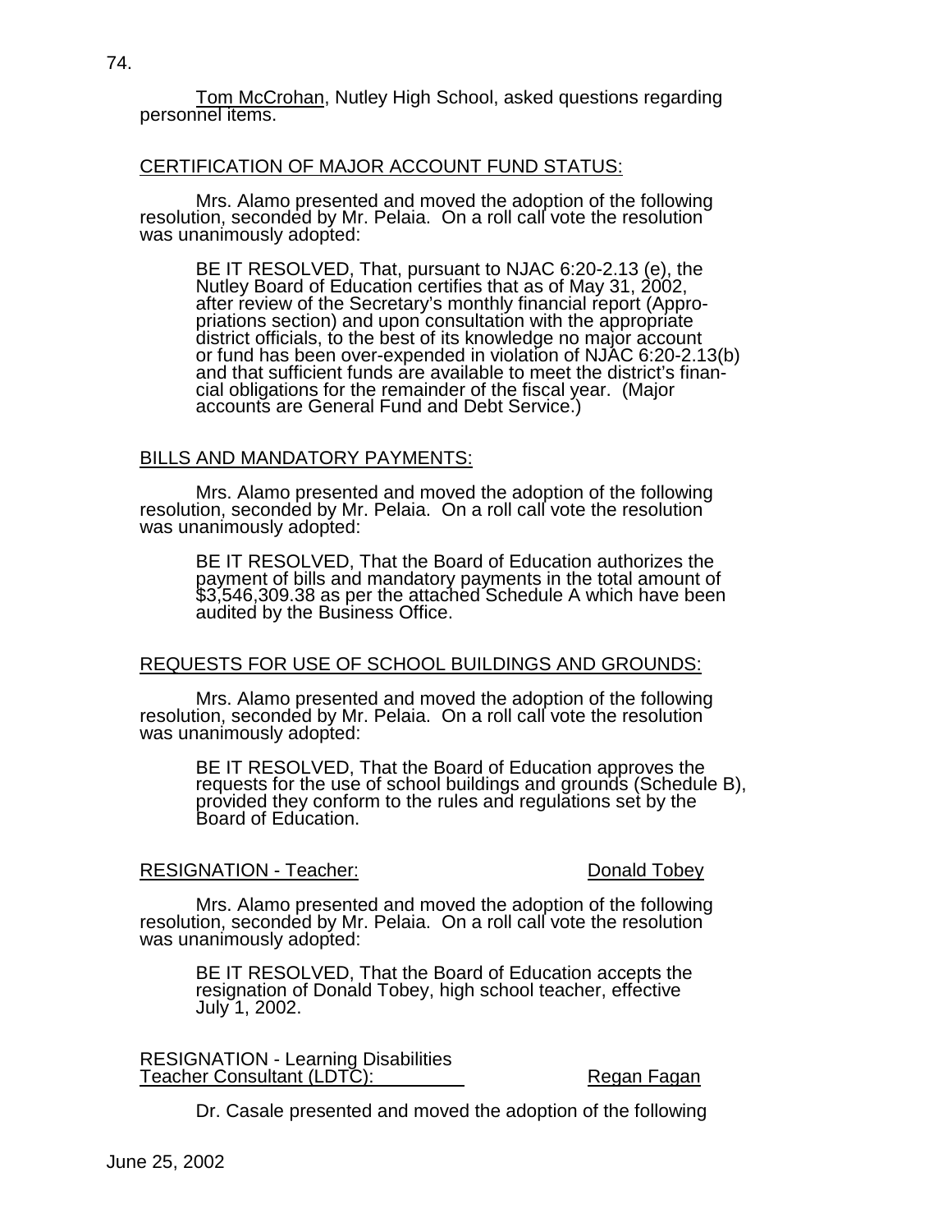Tom McCrohan, Nutley High School, asked questions regarding personnel items.

CERTIFICATION OF MAJOR ACCOUNT FUND STATUS:

Mrs. Alamo presented and moved the adoption of the following resolution, seconded by Mr. Pelaia. On a roll call vote the resolution was unanimously adopted:

> BE IT RESOLVED, That, pursuant to NJAC 6:20-2.13 (e), the Nutley Board of Education certifies that as of May 31, 2002, after review of the Secretary's monthly financial report (Appropriations section) and upon consultation with the appropriate district officials, to the best of its knowledge no major account or fund has been over-expended in violation of NJAC 6:20-2.13(b) and that sufficient funds are available to meet the district's financial obligations for the remainder of the fiscal year. (Major accounts are General Fund and Debt Service.)

BILLS AND MANDATORY PAYMENTS:

Mrs. Alamo presented and moved the adoption of the following resolution, seconded by Mr. Pelaia. On a roll call vote the resolution was unanimously adopted:

> BE IT RESOLVED, That the Board of Education authorizes the payment of bills and mandatory payments in the total amount of $3,546,309.38 as per the attached Schedule A which have been audited by the Business Office.

REQUESTS FOR USE OF SCHOOL BUILDINGS AND GROUNDS:

Mrs. Alamo presented and moved the adoption of the following resolution, seconded by Mr. Pelaia. On a roll call vote the resolution was unanimously adopted:

> BE IT RESOLVED, That the Board of Education approves the requests for the use of school buildings and grounds (Schedule B), provided they conform to the rules and regulations set by the Board of Education.

RESIGNATION - Teacher: Donald Tobey

Mrs. Alamo presented and moved the adoption of the following resolution, seconded by Mr. Pelaia. On a roll call vote the resolution was unanimously adopted:

> BE IT RESOLVED, That the Board of Education accepts the resignation of Donald Tobey, high school teacher, effective July 1, 2002.

RESIGNATION - Learning Disabilities Teacher Consultant (LDTC): Regan Fagan

Dr. Casale presented and moved the adoption of the following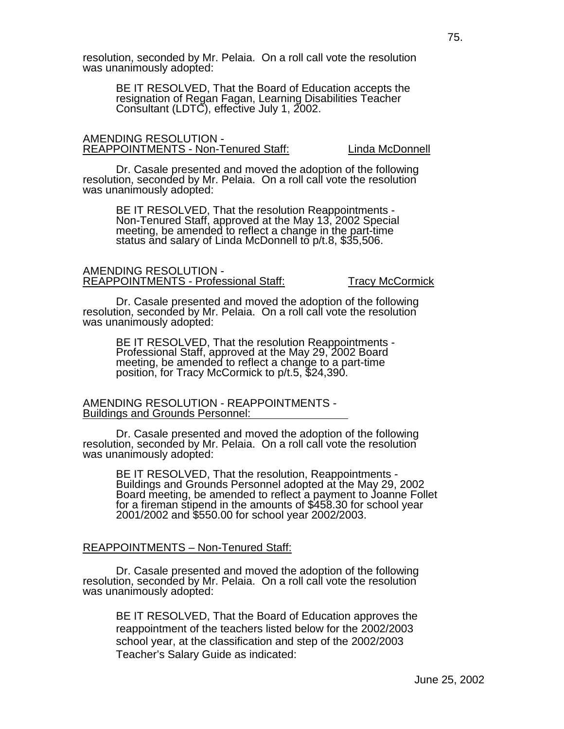resolution, seconded by Mr. Pelaia. On a roll call vote the resolution was unanimously adopted:

> BE IT RESOLVED, That the Board of Education accepts the resignation of Regan Fagan, Learning Disabilities Teacher Consultant (LDTC), effective July 1, 2002.

AMENDING RESOLUTION -
REAPPOINTMENTS - Non-Tenured Staff: Linda McDonnell

Dr. Casale presented and moved the adoption of the following resolution, seconded by Mr. Pelaia. On a roll call vote the resolution was unanimously adopted:

> BE IT RESOLVED, That the resolution Reappointments - Non-Tenured Staff, approved at the May 13, 2002 Special meeting, be amended to reflect a change in the part-time status and salary of Linda McDonnell to p/t.8, $35,506.

AMENDING RESOLUTION -
REAPPOINTMENTS - Professional Staff: Tracy McCormick

Dr. Casale presented and moved the adoption of the following resolution, seconded by Mr. Pelaia. On a roll call vote the resolution was unanimously adopted:

> BE IT RESOLVED, That the resolution Reappointments - Professional Staff, approved at the May 29, 2002 Board meeting, be amended to reflect a change to a part-time position, for Tracy McCormick to p/t.5, $24,390.

AMENDING RESOLUTION - REAPPOINTMENTS -
Buildings and Grounds Personnel:

Dr. Casale presented and moved the adoption of the following resolution, seconded by Mr. Pelaia. On a roll call vote the resolution was unanimously adopted:

> BE IT RESOLVED, That the resolution, Reappointments - Buildings and Grounds Personnel adopted at the May 29, 2002 Board meeting, be amended to reflect a payment to Joanne Follet for a fireman stipend in the amounts of $458.30 for school year 2001/2002 and $550.00 for school year 2002/2003.

REAPPOINTMENTS – Non-Tenured Staff:

Dr. Casale presented and moved the adoption of the following resolution, seconded by Mr. Pelaia. On a roll call vote the resolution was unanimously adopted:

> BE IT RESOLVED, That the Board of Education approves the reappointment of the teachers listed below for the 2002/2003 school year, at the classification and step of the 2002/2003 Teacher's Salary Guide as indicated: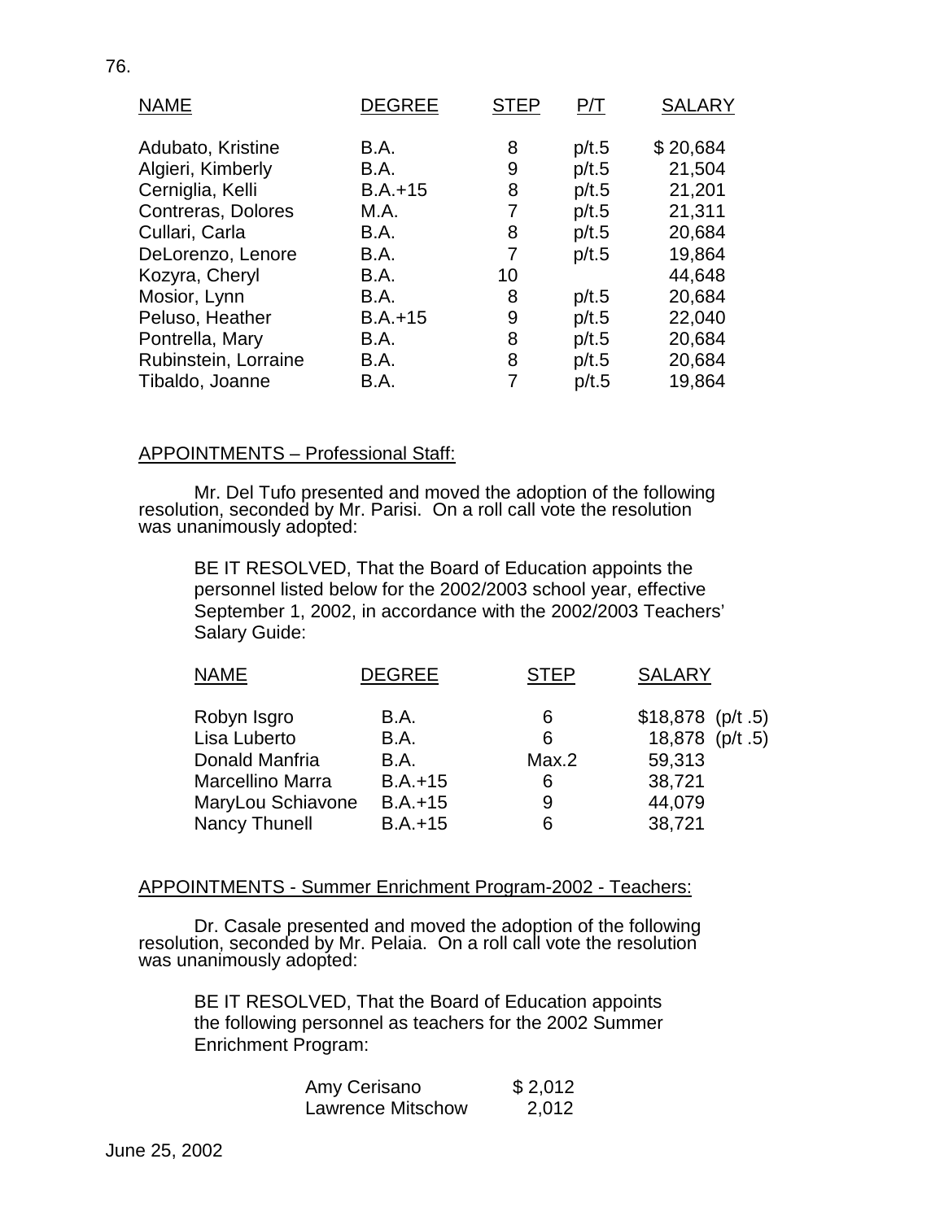| NAME | DEGREE | STEP | P/T | SALARY |
|---|---|---|---|---|
| Adubato, Kristine | B.A. | 8 | p/t.5 | $ 20,684 |
| Algieri, Kimberly | B.A. | 9 | p/t.5 | 21,504 |
| Cerniglia, Kelli | B.A.+15 | 8 | p/t.5 | 21,201 |
| Contreras, Dolores | M.A. | 7 | p/t.5 | 21,311 |
| Cullari, Carla | B.A. | 8 | p/t.5 | 20,684 |
| DeLorenzo, Lenore | B.A. | 7 | p/t.5 | 19,864 |
| Kozyra, Cheryl | B.A. | 10 | | 44,648 |
| Mosior, Lynn | B.A. | 8 | p/t.5 | 20,684 |
| Peluso, Heather | B.A.+15 | 9 | p/t.5 | 22,040 |
| Pontrella, Mary | B.A. | 8 | p/t.5 | 20,684 |
| Rubinstein, Lorraine | B.A. | 8 | p/t.5 | 20,684 |
| Tibaldo, Joanne | B.A. | 7 | p/t.5 | 19,864 |

APPOINTMENTS – Professional Staff:

Mr. Del Tufo presented and moved the adoption of the following resolution, seconded by Mr. Parisi. On a roll call vote the resolution was unanimously adopted:

> BE IT RESOLVED, That the Board of Education appoints the personnel listed below for the 2002/2003 school year, effective September 1, 2002, in accordance with the 2002/2003 Teachers' Salary Guide:

| NAME | DEGREE | STEP | SALARY |
|---|---|---|---|
| Robyn Isgro | B.A. | 6 | $18,878 (p/t .5) |
| Lisa Luberto | B.A. | 6 | 18,878 (p/t .5) |
| Donald Manfria | B.A. | Max.2 | 59,313 |
| Marcellino Marra | B.A.+15 | 6 | 38,721 |
| MaryLou Schiavone | B.A.+15 | 9 | 44,079 |
| Nancy Thunell | B.A.+15 | 6 | 38,721 |

APPOINTMENTS - Summer Enrichment Program-2002 - Teachers:

Dr. Casale presented and moved the adoption of the following resolution, seconded by Mr. Pelaia. On a roll call vote the resolution was unanimously adopted:

> BE IT RESOLVED, That the Board of Education appoints the following personnel as teachers for the 2002 Summer Enrichment Program:

| | |
|---|---|
| Amy Cerisano | $ 2,012 |
| Lawrence Mitschow | 2,012 |

June 25, 2002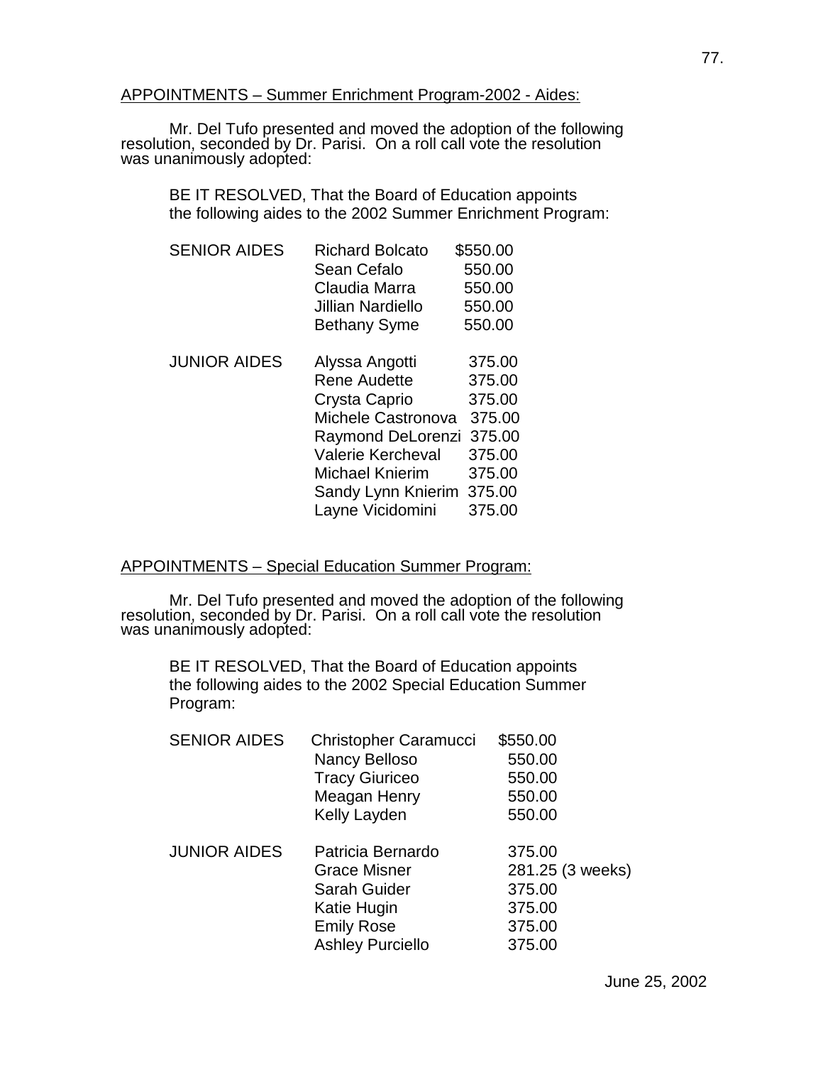APPOINTMENTS – Summer Enrichment Program-2002 - Aides:

Mr. Del Tufo presented and moved the adoption of the following resolution, seconded by Dr. Parisi. On a roll call vote the resolution was unanimously adopted:

BE IT RESOLVED, That the Board of Education appoints the following aides to the 2002 Summer Enrichment Program:

| | | |
|---|---|---|
| SENIOR AIDES | Richard Bolcato | $550.00 |
| | Sean Cefalo | 550.00 |
| | Claudia Marra | 550.00 |
| | Jillian Nardiello | 550.00 |
| | Bethany Syme | 550.00 |
| JUNIOR AIDES | Alyssa Angotti | 375.00 |
| | Rene Audette | 375.00 |
| | Crysta Caprio | 375.00 |
| | Michele Castronova | 375.00 |
| | Raymond DeLorenzi | 375.00 |
| | Valerie Kercheval | 375.00 |
| | Michael Knierim | 375.00 |
| | Sandy Lynn Knierim | 375.00 |
| | Layne Vicidomini | 375.00 |

APPOINTMENTS – Special Education Summer Program:

Mr. Del Tufo presented and moved the adoption of the following resolution, seconded by Dr. Parisi. On a roll call vote the resolution was unanimously adopted:

BE IT RESOLVED, That the Board of Education appoints the following aides to the 2002 Special Education Summer Program:

| | | |
|---|---|---|
| SENIOR AIDES | Christopher Caramucci | $550.00 |
| | Nancy Belloso | 550.00 |
| | Tracy Giuriceo | 550.00 |
| | Meagan Henry | 550.00 |
| | Kelly Layden | 550.00 |
| JUNIOR AIDES | Patricia Bernardo | 375.00 |
| | Grace Misner | 281.25 (3 weeks) |
| | Sarah Guider | 375.00 |
| | Katie Hugin | 375.00 |
| | Emily Rose | 375.00 |
| | Ashley Purciello | 375.00 |

June 25, 2002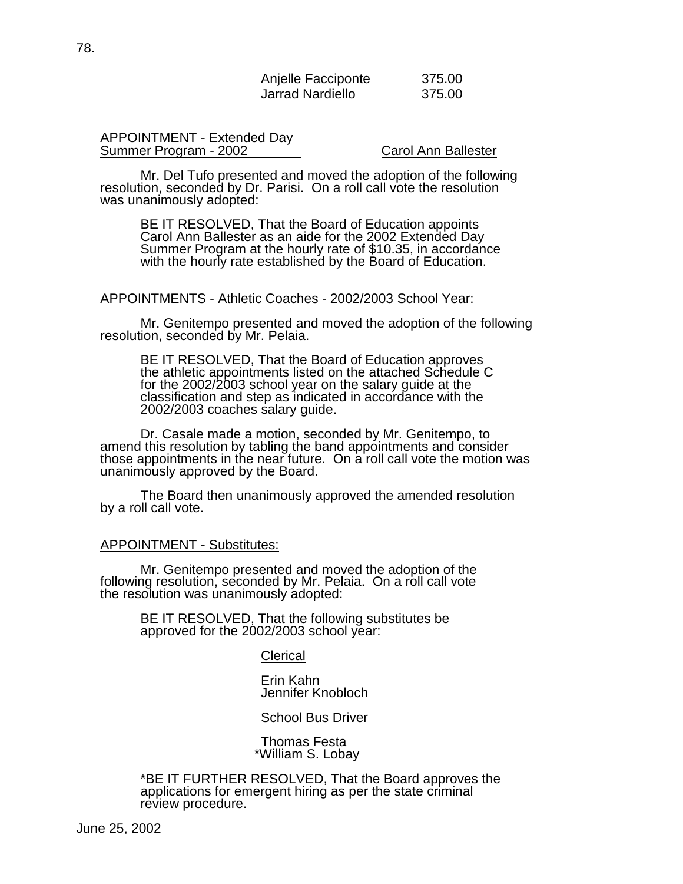| | |
|---|---|
| Anjelle Facciponte | 375.00 |
| Jarrad Nardiello | 375.00 |

APPOINTMENT - Extended Day
Summer Program - 2002 &nbsp;&nbsp;&nbsp;&nbsp;&nbsp;&nbsp;&nbsp;&nbsp; Carol Ann Ballester

Mr. Del Tufo presented and moved the adoption of the following resolution, seconded by Dr. Parisi. On a roll call vote the resolution was unanimously adopted:

> BE IT RESOLVED, That the Board of Education appoints Carol Ann Ballester as an aide for the 2002 Extended Day Summer Program at the hourly rate of $10.35, in accordance with the hourly rate established by the Board of Education.

APPOINTMENTS - Athletic Coaches - 2002/2003 School Year:

Mr. Genitempo presented and moved the adoption of the following resolution, seconded by Mr. Pelaia.

> BE IT RESOLVED, That the Board of Education approves the athletic appointments listed on the attached Schedule C for the 2002/2003 school year on the salary guide at the classification and step as indicated in accordance with the 2002/2003 coaches salary guide.

Dr. Casale made a motion, seconded by Mr. Genitempo, to amend this resolution by tabling the band appointments and consider those appointments in the near future. On a roll call vote the motion was unanimously approved by the Board.

The Board then unanimously approved the amended resolution by a roll call vote.

APPOINTMENT - Substitutes:

Mr. Genitempo presented and moved the adoption of the following resolution, seconded by Mr. Pelaia. On a roll call vote the resolution was unanimously adopted:

> BE IT RESOLVED, That the following substitutes be approved for the 2002/2003 school year:
>
> Clerical
>
> Erin Kahn
> Jennifer Knobloch
>
> School Bus Driver
>
> Thomas Festa
> *William S. Lobay
>
> *BE IT FURTHER RESOLVED, That the Board approves the applications for emergent hiring as per the state criminal review procedure.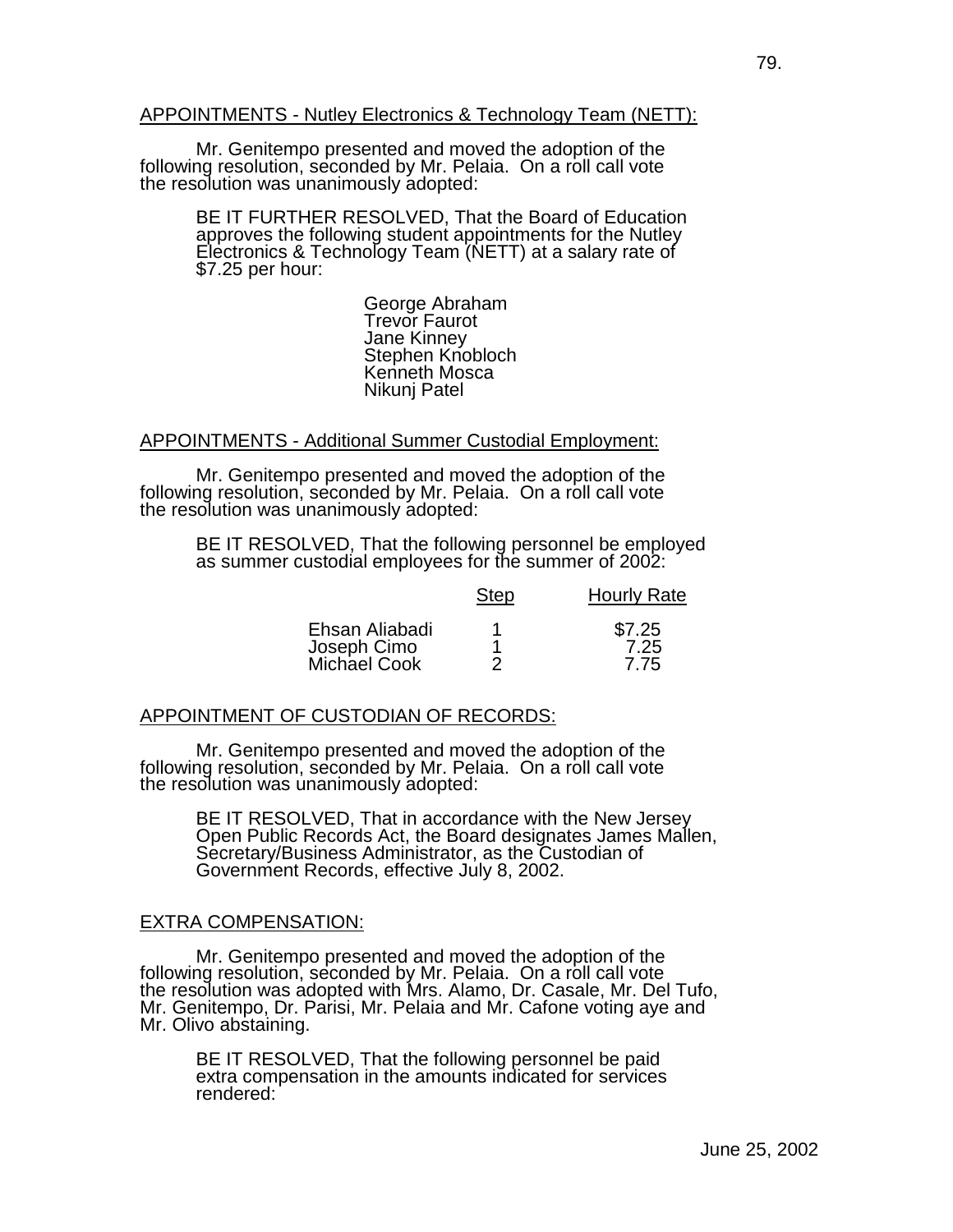APPOINTMENTS - Nutley Electronics & Technology Team (NETT):

Mr. Genitempo presented and moved the adoption of the following resolution, seconded by Mr. Pelaia. On a roll call vote the resolution was unanimously adopted:

> BE IT FURTHER RESOLVED, That the Board of Education approves the following student appointments for the Nutley Electronics & Technology Team (NETT) at a salary rate of $7.25 per hour:
>
> George Abraham
> Trevor Faurot
> Jane Kinney
> Stephen Knobloch
> Kenneth Mosca
> Nikunj Patel

APPOINTMENTS - Additional Summer Custodial Employment:

Mr. Genitempo presented and moved the adoption of the following resolution, seconded by Mr. Pelaia. On a roll call vote the resolution was unanimously adopted:

> BE IT RESOLVED, That the following personnel be employed as summer custodial employees for the summer of 2002:

| | Step | Hourly Rate |
|---|---|---|
| Ehsan Aliabadi | 1 | $7.25 |
| Joseph Cimo | 1 | 7.25 |
| Michael Cook | 2 | 7.75 |

APPOINTMENT OF CUSTODIAN OF RECORDS:

Mr. Genitempo presented and moved the adoption of the following resolution, seconded by Mr. Pelaia. On a roll call vote the resolution was unanimously adopted:

> BE IT RESOLVED, That in accordance with the New Jersey Open Public Records Act, the Board designates James Mallen, Secretary/Business Administrator, as the Custodian of Government Records, effective July 8, 2002.

EXTRA COMPENSATION:

Mr. Genitempo presented and moved the adoption of the following resolution, seconded by Mr. Pelaia. On a roll call vote the resolution was adopted with Mrs. Alamo, Dr. Casale, Mr. Del Tufo, Mr. Genitempo, Dr. Parisi, Mr. Pelaia and Mr. Cafone voting aye and Mr. Olivo abstaining.

> BE IT RESOLVED, That the following personnel be paid extra compensation in the amounts indicated for services rendered: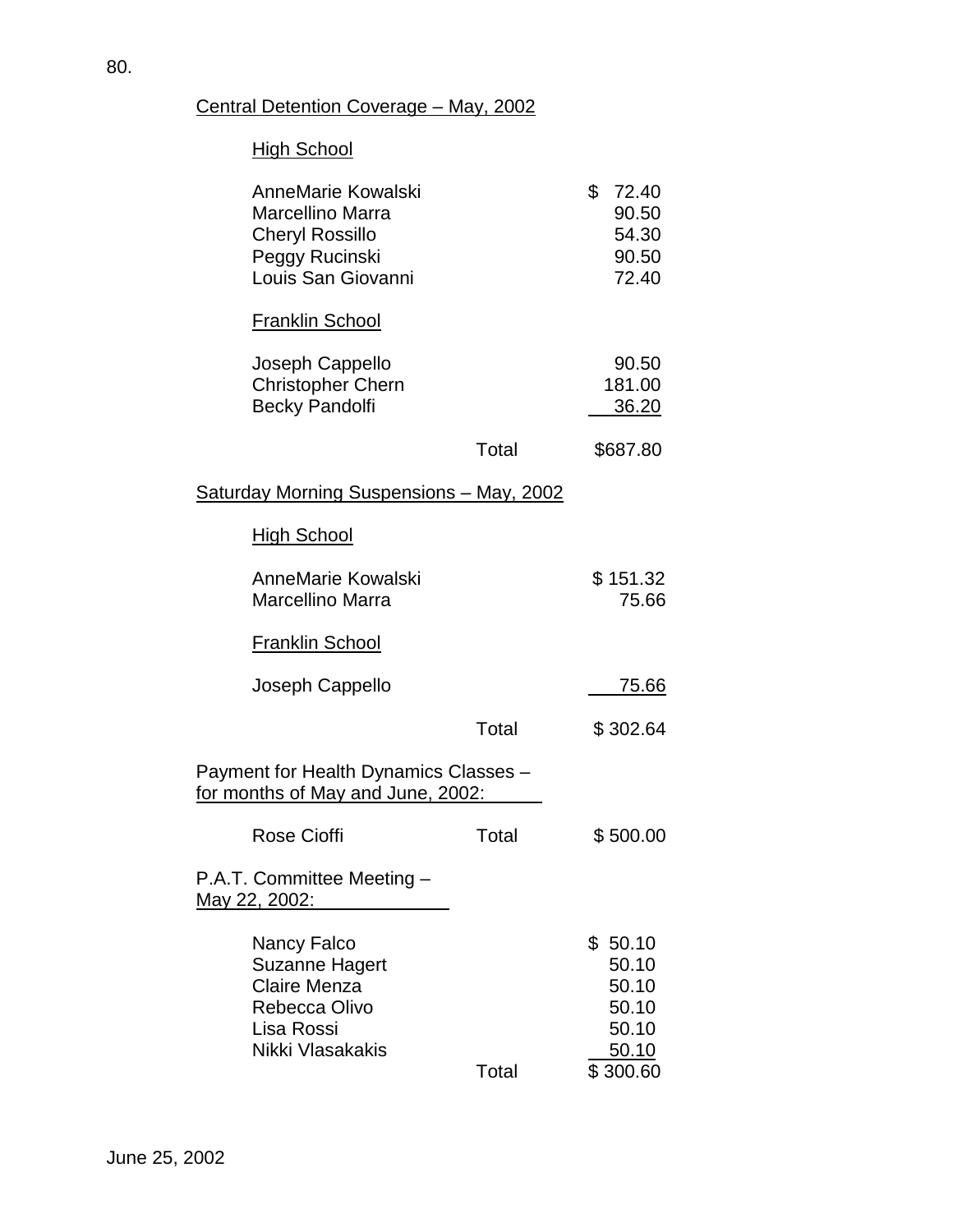Central Detention Coverage – May, 2002

High School

| | | |
|---|---|---|
| AnneMarie Kowalski | | $ 72.40 |
| Marcellino Marra | | 90.50 |
| Cheryl Rossillo | | 54.30 |
| Peggy Rucinski | | 90.50 |
| Louis San Giovanni | | 72.40 |

Franklin School

| | | |
|---|---|---|
| Joseph Cappello | | 90.50 |
| Christopher Chern | | 181.00 |
| Becky Pandolfi | | 36.20 |
| | Total | $687.80 |

Saturday Morning Suspensions – May, 2002

High School

| | | |
|---|---|---|
| AnneMarie Kowalski | | $ 151.32 |
| Marcellino Marra | | 75.66 |

Franklin School

| | | |
|---|---|---|
| Joseph Cappello | | 75.66 |
| | Total | $ 302.64 |

Payment for Health Dynamics Classes – for months of May and June, 2002:

| | | |
|---|---|---|
| Rose Cioffi | Total | $ 500.00 |

P.A.T. Committee Meeting – May 22, 2002:

| | | |
|---|---|---|
| Nancy Falco | | $ 50.10 |
| Suzanne Hagert | | 50.10 |
| Claire Menza | | 50.10 |
| Rebecca Olivo | | 50.10 |
| Lisa Rossi | | 50.10 |
| Nikki Vlasakakis | | 50.10 |
| | Total | $ 300.60 |

June 25, 2002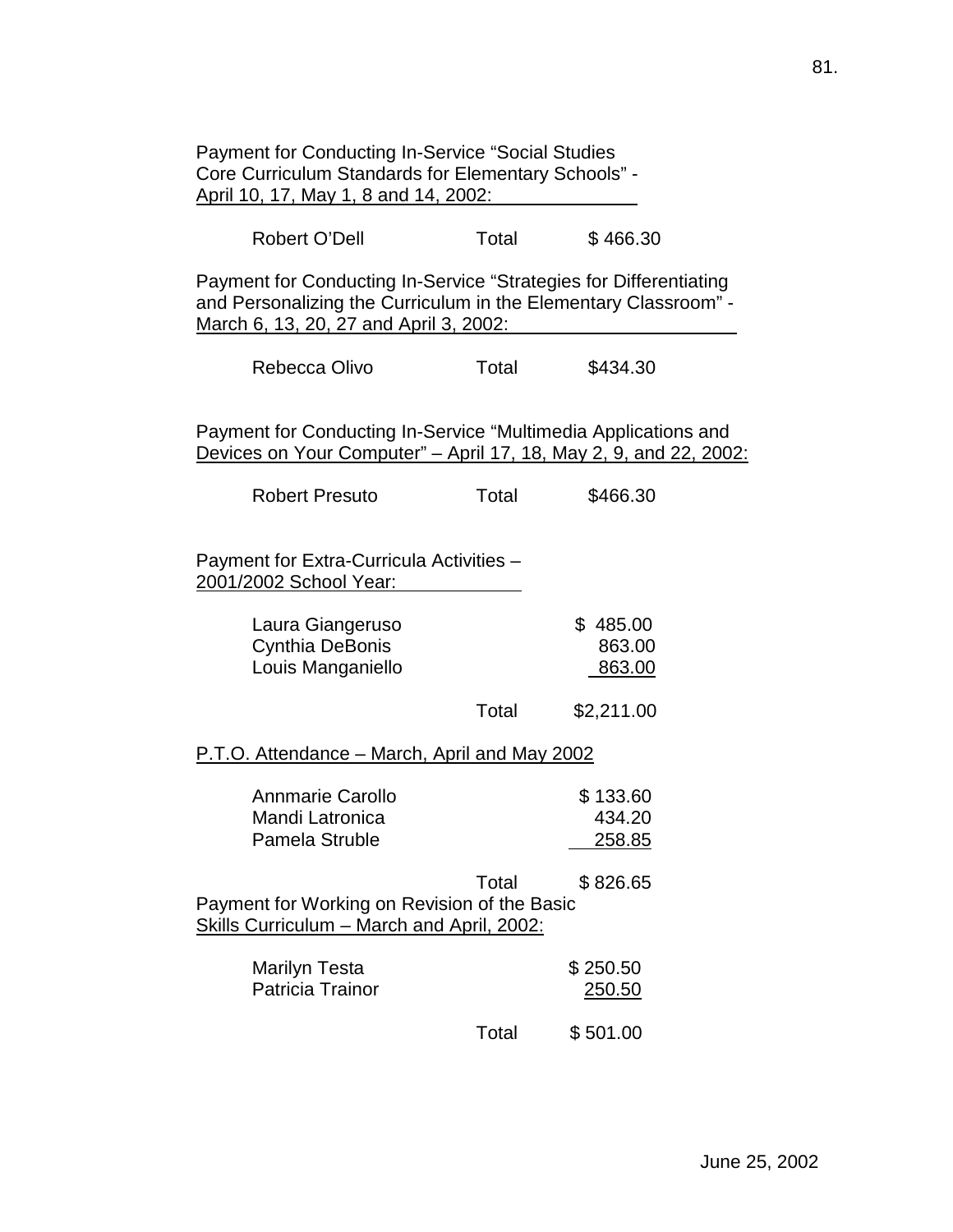Payment for Conducting In-Service "Social Studies Core Curriculum Standards for Elementary Schools" - April 10, 17, May 1, 8 and 14, 2002:

| | | |
|---|---|---|
| Robert O'Dell | Total | $ 466.30 |

Payment for Conducting In-Service "Strategies for Differentiating and Personalizing the Curriculum in the Elementary Classroom" - March 6, 13, 20, 27 and April 3, 2002:

| | | |
|---|---|---|
| Rebecca Olivo | Total | $434.30 |

Payment for Conducting In-Service "Multimedia Applications and Devices on Your Computer" – April 17, 18, May 2, 9, and 22, 2002:

| | | |
|---|---|---|
| Robert Presuto | Total | $466.30 |

Payment for Extra-Curricula Activities – 2001/2002 School Year:

| | | |
|---|---|---|
| Laura Giangeruso | | $ 485.00 |
| Cynthia DeBonis | | 863.00 |
| Louis Manganiello | | 863.00 |
| | Total | $2,211.00 |

P.T.O. Attendance – March, April and May 2002

| | | |
|---|---|---|
| Annmarie Carollo | | $ 133.60 |
| Mandi Latronica | | 434.20 |
| Pamela Struble | | 258.85 |
| | Total | $ 826.65 |

Payment for Working on Revision of the Basic Skills Curriculum – March and April, 2002:

| | | |
|---|---|---|
| Marilyn Testa | | $ 250.50 |
| Patricia Trainor | | 250.50 |
| | Total | $ 501.00 |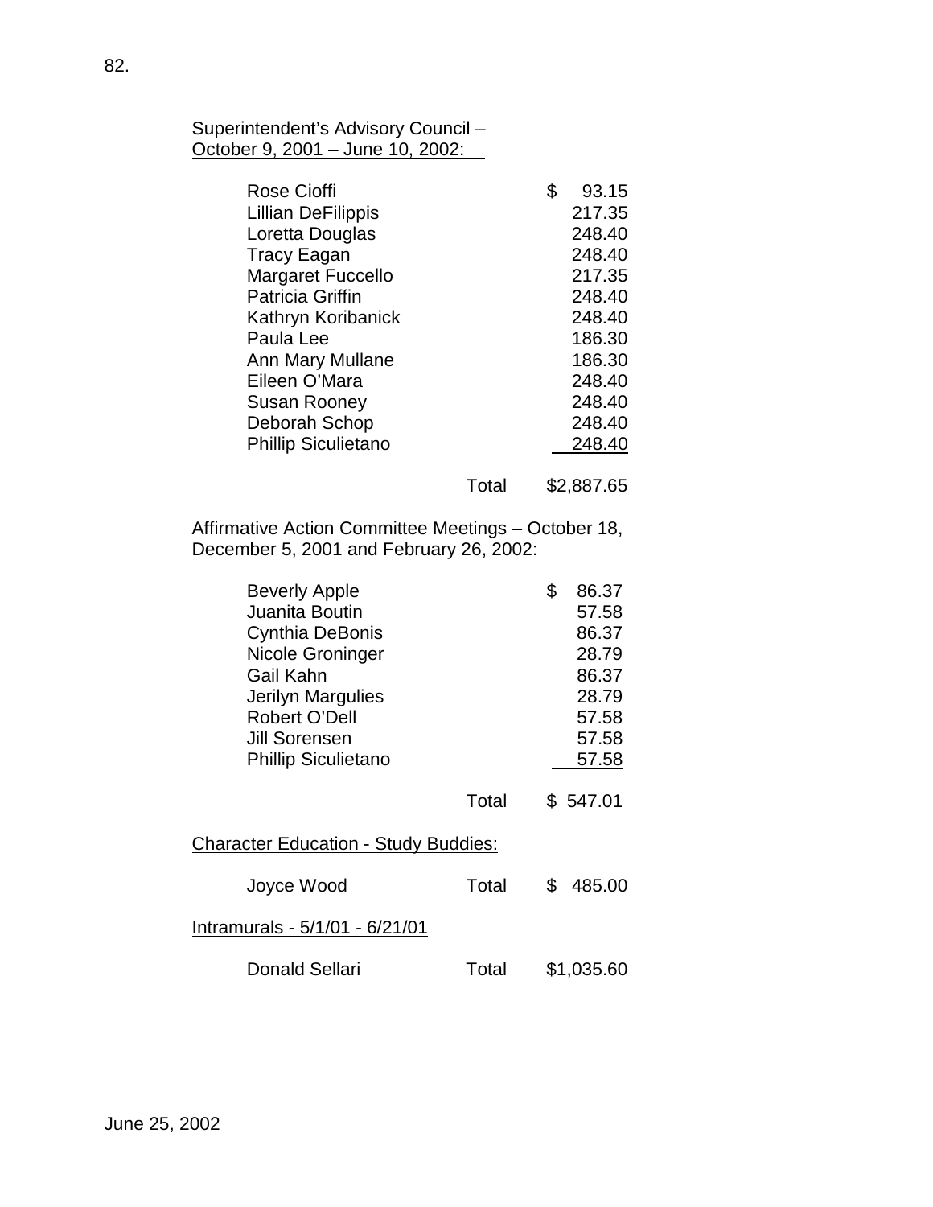Superintendent's Advisory Council – October 9, 2001 – June 10, 2002:

| | | |
|---|---|---|
| Rose Cioffi | | $ 93.15 |
| Lillian DeFilippis | | 217.35 |
| Loretta Douglas | | 248.40 |
| Tracy Eagan | | 248.40 |
| Margaret Fuccello | | 217.35 |
| Patricia Griffin | | 248.40 |
| Kathryn Koribanick | | 248.40 |
| Paula Lee | | 186.30 |
| Ann Mary Mullane | | 186.30 |
| Eileen O'Mara | | 248.40 |
| Susan Rooney | | 248.40 |
| Deborah Schop | | 248.40 |
| Phillip Siculietano | | 248.40 |
| | Total | $2,887.65 |

Affirmative Action Committee Meetings – October 18, December 5, 2001 and February 26, 2002:

| | | |
|---|---|---|
| Beverly Apple | | $ 86.37 |
| Juanita Boutin | | 57.58 |
| Cynthia DeBonis | | 86.37 |
| Nicole Groninger | | 28.79 |
| Gail Kahn | | 86.37 |
| Jerilyn Margulies | | 28.79 |
| Robert O'Dell | | 57.58 |
| Jill Sorensen | | 57.58 |
| Phillip Siculietano | | 57.58 |
| | Total | $ 547.01 |

Character Education - Study Buddies:

| | | |
|---|---|---|
| Joyce Wood | Total | $ 485.00 |

Intramurals - 5/1/01 - 6/21/01

| | | |
|---|---|---|
| Donald Sellari | Total | $1,035.60 |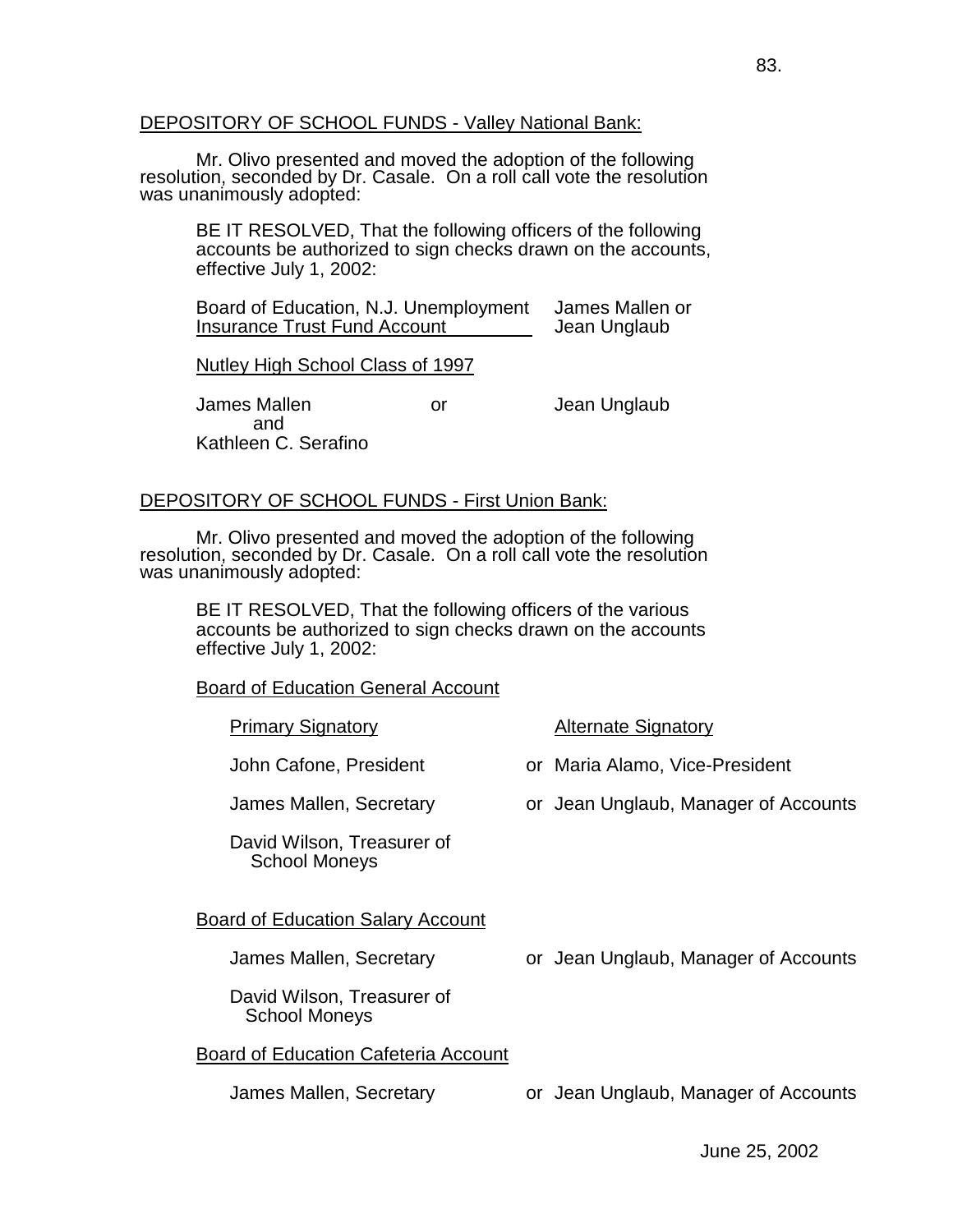DEPOSITORY OF SCHOOL FUNDS - Valley National Bank:

Mr. Olivo presented and moved the adoption of the following resolution, seconded by Dr. Casale. On a roll call vote the resolution was unanimously adopted:

> BE IT RESOLVED, That the following officers of the following accounts be authorized to sign checks drawn on the accounts, effective July 1, 2002:
>
> Board of Education, N.J. Unemployment Insurance Trust Fund Account — James Mallen or Jean Unglaub
>
> Nutley High School Class of 1997
>
> James Mallen or Jean Unglaub
> and
> Kathleen C. Serafino

DEPOSITORY OF SCHOOL FUNDS - First Union Bank:

Mr. Olivo presented and moved the adoption of the following resolution, seconded by Dr. Casale. On a roll call vote the resolution was unanimously adopted:

> BE IT RESOLVED, That the following officers of the various accounts be authorized to sign checks drawn on the accounts effective July 1, 2002:

Board of Education General Account

| Primary Signatory | Alternate Signatory |
|---|---|
| John Cafone, President | or Maria Alamo, Vice-President |
| James Mallen, Secretary | or Jean Unglaub, Manager of Accounts |
| David Wilson, Treasurer of School Moneys | |

Board of Education Salary Account

| | |
|---|---|
| James Mallen, Secretary | or Jean Unglaub, Manager of Accounts |
| David Wilson, Treasurer of School Moneys | |

Board of Education Cafeteria Account

| | |
|---|---|
| James Mallen, Secretary | or Jean Unglaub, Manager of Accounts |

June 25, 2002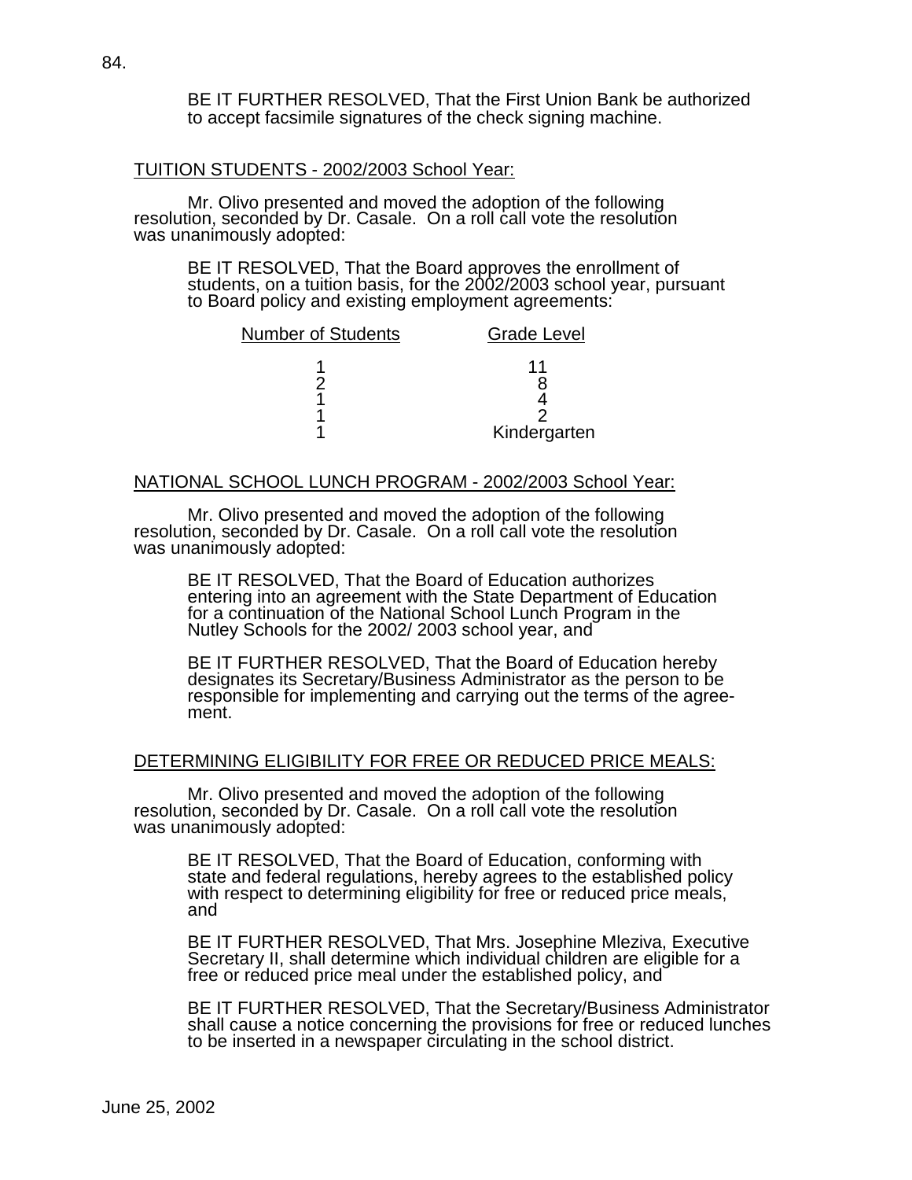BE IT FURTHER RESOLVED, That the First Union Bank be authorized to accept facsimile signatures of the check signing machine.

TUITION STUDENTS - 2002/2003 School Year:

Mr. Olivo presented and moved the adoption of the following resolution, seconded by Dr. Casale. On a roll call vote the resolution was unanimously adopted:

BE IT RESOLVED, That the Board approves the enrollment of students, on a tuition basis, for the 2002/2003 school year, pursuant to Board policy and existing employment agreements:

| Number of Students | Grade Level |
| --- | --- |
| 1 | 11 |
| 2 | 8 |
| 1 | 4 |
| 1 | 2 |
| 1 | Kindergarten |

NATIONAL SCHOOL LUNCH PROGRAM - 2002/2003 School Year:

Mr. Olivo presented and moved the adoption of the following resolution, seconded by Dr. Casale. On a roll call vote the resolution was unanimously adopted:

BE IT RESOLVED, That the Board of Education authorizes entering into an agreement with the State Department of Education for a continuation of the National School Lunch Program in the Nutley Schools for the 2002/ 2003 school year, and

BE IT FURTHER RESOLVED, That the Board of Education hereby designates its Secretary/Business Administrator as the person to be responsible for implementing and carrying out the terms of the agreement.

DETERMINING ELIGIBILITY FOR FREE OR REDUCED PRICE MEALS:

Mr. Olivo presented and moved the adoption of the following resolution, seconded by Dr. Casale. On a roll call vote the resolution was unanimously adopted:

BE IT RESOLVED, That the Board of Education, conforming with state and federal regulations, hereby agrees to the established policy with respect to determining eligibility for free or reduced price meals, and

BE IT FURTHER RESOLVED, That Mrs. Josephine Mleziva, Executive Secretary II, shall determine which individual children are eligible for a free or reduced price meal under the established policy, and

BE IT FURTHER RESOLVED, That the Secretary/Business Administrator shall cause a notice concerning the provisions for free or reduced lunches to be inserted in a newspaper circulating in the school district.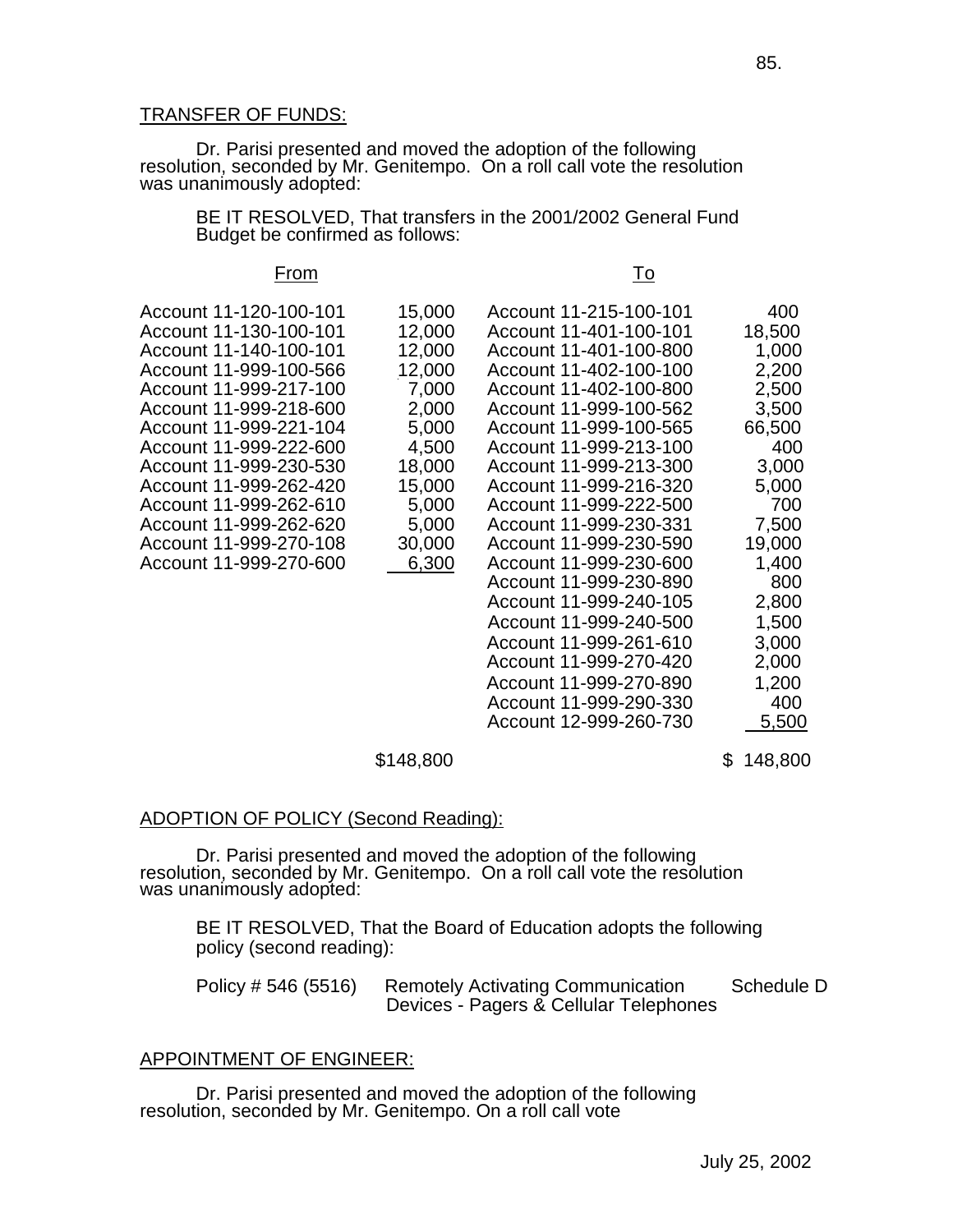## TRANSFER OF FUNDS:

Dr. Parisi presented and moved the adoption of the following resolution, seconded by Mr. Genitempo. On a roll call vote the resolution was unanimously adopted:

BE IT RESOLVED, That transfers in the 2001/2002 General Fund Budget be confirmed as follows:

| From | | To | |
|---|---|---|---|
| Account 11-120-100-101 | 15,000 | Account 11-215-100-101 | 400 |
| Account 11-130-100-101 | 12,000 | Account 11-401-100-101 | 18,500 |
| Account 11-140-100-101 | 12,000 | Account 11-401-100-800 | 1,000 |
| Account 11-999-100-566 | 12,000 | Account 11-402-100-100 | 2,200 |
| Account 11-999-217-100 | 7,000 | Account 11-402-100-800 | 2,500 |
| Account 11-999-218-600 | 2,000 | Account 11-999-100-562 | 3,500 |
| Account 11-999-221-104 | 5,000 | Account 11-999-100-565 | 66,500 |
| Account 11-999-222-600 | 4,500 | Account 11-999-213-100 | 400 |
| Account 11-999-230-530 | 18,000 | Account 11-999-213-300 | 3,000 |
| Account 11-999-262-420 | 15,000 | Account 11-999-216-320 | 5,000 |
| Account 11-999-262-610 | 5,000 | Account 11-999-222-500 | 700 |
| Account 11-999-262-620 | 5,000 | Account 11-999-230-331 | 7,500 |
| Account 11-999-270-108 | 30,000 | Account 11-999-230-590 | 19,000 |
| Account 11-999-270-600 | 6,300 | Account 11-999-230-600 | 1,400 |
| | | Account 11-999-230-890 | 800 |
| | | Account 11-999-240-105 | 2,800 |
| | | Account 11-999-240-500 | 1,500 |
| | | Account 11-999-261-610 | 3,000 |
| | | Account 11-999-270-420 | 2,000 |
| | | Account 11-999-270-890 | 1,200 |
| | | Account 11-999-290-330 | 400 |
| | | Account 12-999-260-730 | 5,500 |
| | $148,800 | | $ 148,800 |

## ADOPTION OF POLICY (Second Reading):

Dr. Parisi presented and moved the adoption of the following resolution, seconded by Mr. Genitempo. On a roll call vote the resolution was unanimously adopted:

BE IT RESOLVED, That the Board of Education adopts the following policy (second reading):

Policy # 546 (5516) Remotely Activating Communication Devices - Pagers & Cellular Telephones — Schedule D

## APPOINTMENT OF ENGINEER:

Dr. Parisi presented and moved the adoption of the following resolution, seconded by Mr. Genitempo. On a roll call vote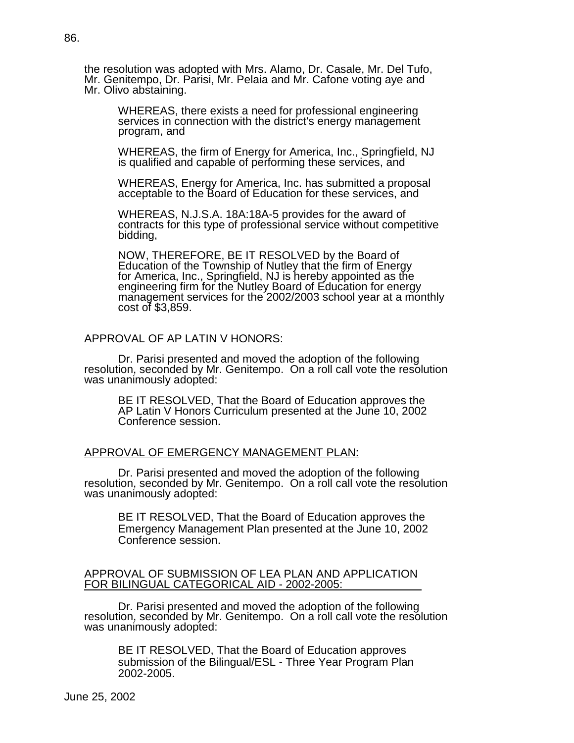the resolution was adopted with Mrs. Alamo, Dr. Casale, Mr. Del Tufo, Mr. Genitempo, Dr. Parisi, Mr. Pelaia and Mr. Cafone voting aye and Mr. Olivo abstaining.

> WHEREAS, there exists a need for professional engineering services in connection with the district's energy management program, and
>
> WHEREAS, the firm of Energy for America, Inc., Springfield, NJ is qualified and capable of performing these services, and
>
> WHEREAS, Energy for America, Inc. has submitted a proposal acceptable to the Board of Education for these services, and
>
> WHEREAS, N.J.S.A. 18A:18A-5 provides for the award of contracts for this type of professional service without competitive bidding,
>
> NOW, THEREFORE, BE IT RESOLVED by the Board of Education of the Township of Nutley that the firm of Energy for America, Inc., Springfield, NJ is hereby appointed as the engineering firm for the Nutley Board of Education for energy management services for the 2002/2003 school year at a monthly cost of $3,859.

<u>APPROVAL OF AP LATIN V HONORS:</u>

Dr. Parisi presented and moved the adoption of the following resolution, seconded by Mr. Genitempo. On a roll call vote the resolution was unanimously adopted:

> BE IT RESOLVED, That the Board of Education approves the AP Latin V Honors Curriculum presented at the June 10, 2002 Conference session.

<u>APPROVAL OF EMERGENCY MANAGEMENT PLAN:</u>

Dr. Parisi presented and moved the adoption of the following resolution, seconded by Mr. Genitempo. On a roll call vote the resolution was unanimously adopted:

> BE IT RESOLVED, That the Board of Education approves the Emergency Management Plan presented at the June 10, 2002 Conference session.

<u>APPROVAL OF SUBMISSION OF LEA PLAN AND APPLICATION FOR BILINGUAL CATEGORICAL AID - 2002-2005:</u>

Dr. Parisi presented and moved the adoption of the following resolution, seconded by Mr. Genitempo. On a roll call vote the resolution was unanimously adopted:

> BE IT RESOLVED, That the Board of Education approves submission of the Bilingual/ESL - Three Year Program Plan 2002-2005.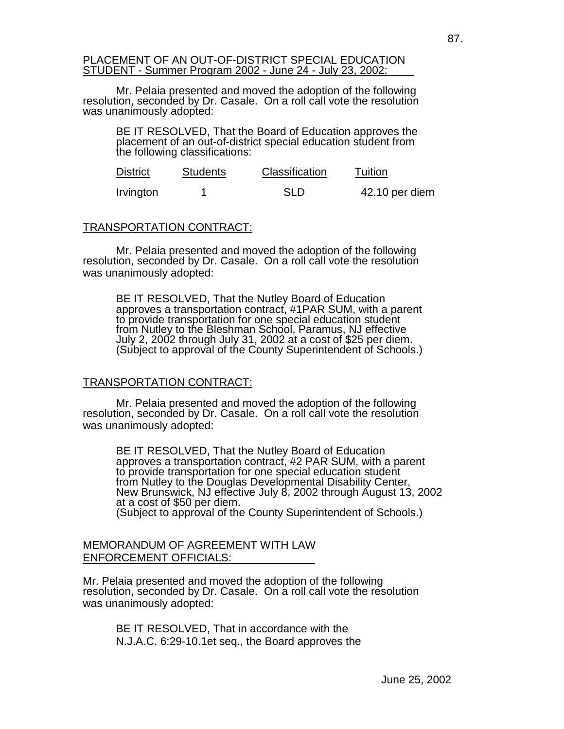PLACEMENT OF AN OUT-OF-DISTRICT SPECIAL EDUCATION STUDENT - Summer Program 2002 - June 24 - July 23, 2002:

Mr. Pelaia presented and moved the adoption of the following resolution, seconded by Dr. Casale. On a roll call vote the resolution was unanimously adopted:

> BE IT RESOLVED, That the Board of Education approves the placement of an out-of-district special education student from the following classifications:

| District | Students | Classification | Tuition |
|---|---|---|---|
| Irvington | 1 | SLD | 42.10 per diem |

TRANSPORTATION CONTRACT:

Mr. Pelaia presented and moved the adoption of the following resolution, seconded by Dr. Casale. On a roll call vote the resolution was unanimously adopted:

> BE IT RESOLVED, That the Nutley Board of Education approves a transportation contract, #1PAR SUM, with a parent to provide transportation for one special education student from Nutley to the Bleshman School, Paramus, NJ effective July 2, 2002 through July 31, 2002 at a cost of $25 per diem. (Subject to approval of the County Superintendent of Schools.)

TRANSPORTATION CONTRACT:

Mr. Pelaia presented and moved the adoption of the following resolution, seconded by Dr. Casale. On a roll call vote the resolution was unanimously adopted:

> BE IT RESOLVED, That the Nutley Board of Education approves a transportation contract, #2 PAR SUM, with a parent to provide transportation for one special education student from Nutley to the Douglas Developmental Disability Center, New Brunswick, NJ effective July 8, 2002 through August 13, 2002 at a cost of $50 per diem.
> (Subject to approval of the County Superintendent of Schools.)

MEMORANDUM OF AGREEMENT WITH LAW ENFORCEMENT OFFICIALS:

Mr. Pelaia presented and moved the adoption of the following resolution, seconded by Dr. Casale. On a roll call vote the resolution was unanimously adopted:

> BE IT RESOLVED, That in accordance with the N.J.A.C. 6:29-10.1et seq., the Board approves the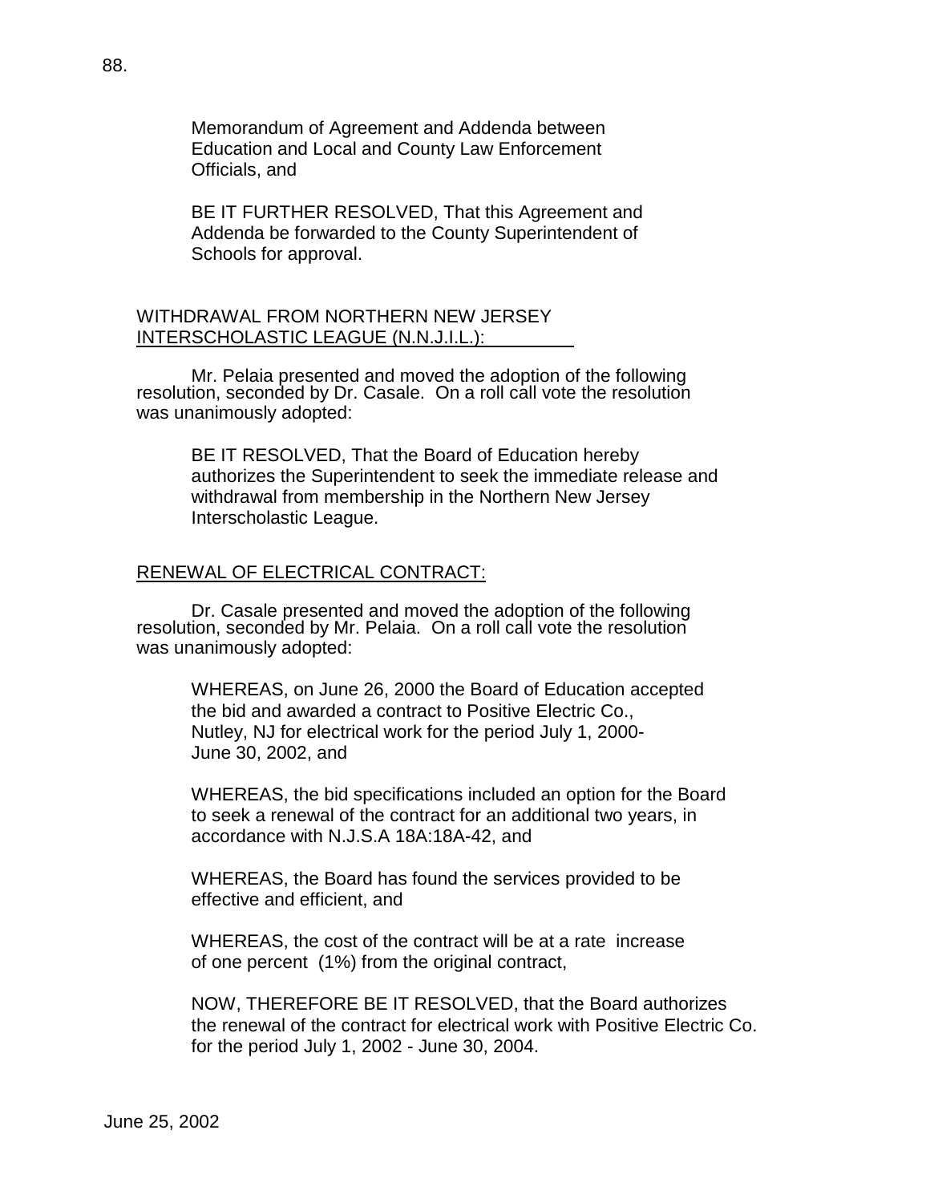Memorandum of Agreement and Addenda between Education and Local and County Law Enforcement Officials, and

BE IT FURTHER RESOLVED, That this Agreement and Addenda be forwarded to the County Superintendent of Schools for approval.

WITHDRAWAL FROM NORTHERN NEW JERSEY INTERSCHOLASTIC LEAGUE (N.N.J.I.L.):

Mr. Pelaia presented and moved the adoption of the following resolution, seconded by Dr. Casale. On a roll call vote the resolution was unanimously adopted:

BE IT RESOLVED, That the Board of Education hereby authorizes the Superintendent to seek the immediate release and withdrawal from membership in the Northern New Jersey Interscholastic League.

RENEWAL OF ELECTRICAL CONTRACT:

Dr. Casale presented and moved the adoption of the following resolution, seconded by Mr. Pelaia. On a roll call vote the resolution was unanimously adopted:

WHEREAS, on June 26, 2000 the Board of Education accepted the bid and awarded a contract to Positive Electric Co., Nutley, NJ for electrical work for the period July 1, 2000-June 30, 2002, and

WHEREAS, the bid specifications included an option for the Board to seek a renewal of the contract for an additional two years, in accordance with N.J.S.A 18A:18A-42, and

WHEREAS, the Board has found the services provided to be effective and efficient, and

WHEREAS, the cost of the contract will be at a rate increase of one percent (1%) from the original contract,

NOW, THEREFORE BE IT RESOLVED, that the Board authorizes the renewal of the contract for electrical work with Positive Electric Co. for the period July 1, 2002 - June 30, 2004.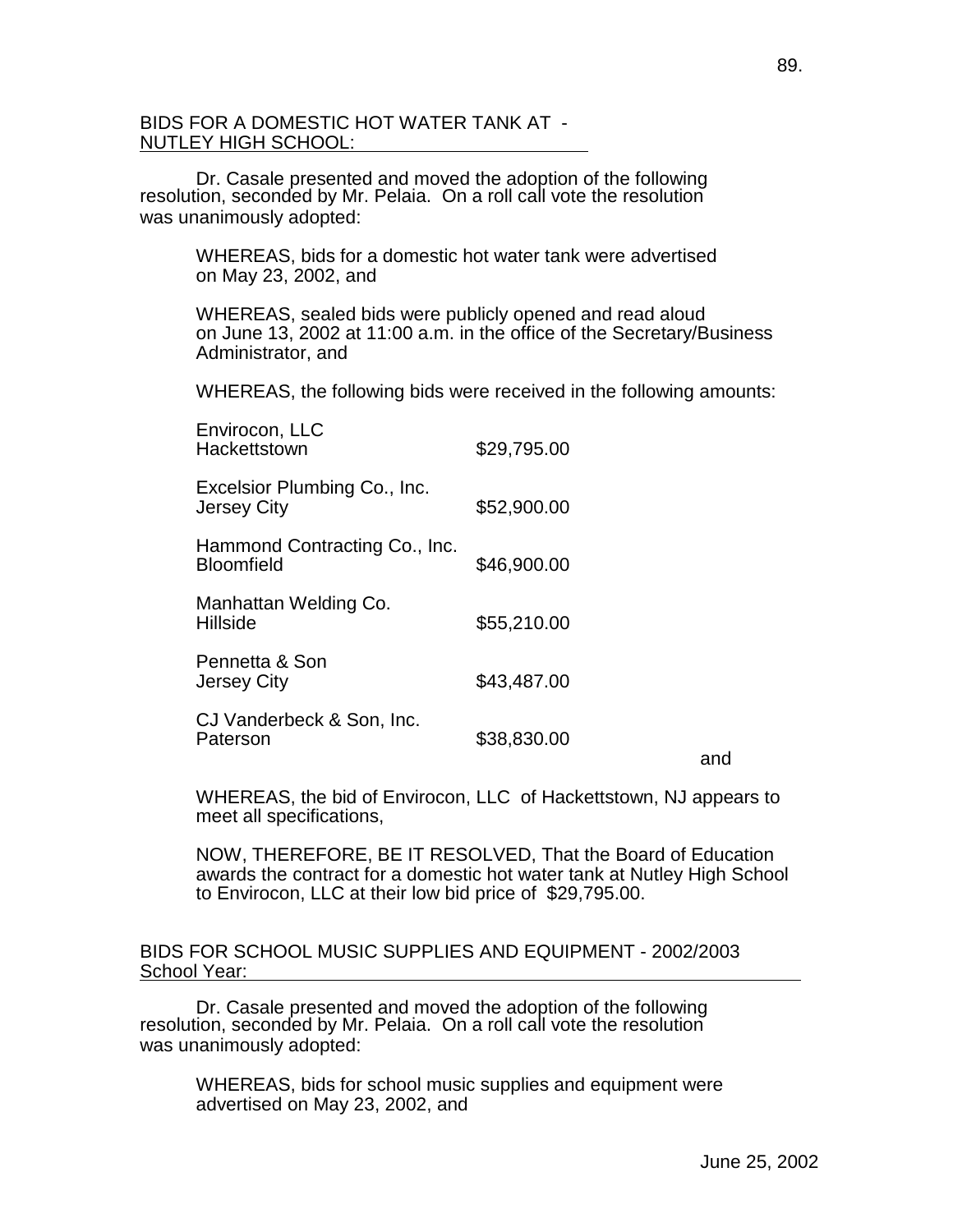## BIDS FOR A DOMESTIC HOT WATER TANK AT - NUTLEY HIGH SCHOOL:

Dr. Casale presented and moved the adoption of the following resolution, seconded by Mr. Pelaia. On a roll call vote the resolution was unanimously adopted:

WHEREAS, bids for a domestic hot water tank were advertised on May 23, 2002, and

WHEREAS, sealed bids were publicly opened and read aloud on June 13, 2002 at 11:00 a.m. in the office of the Secretary/Business Administrator, and

WHEREAS, the following bids were received in the following amounts:

| Bidder | Amount |
|---|---|
| Envirocon, LLC<br>Hackettstown | $29,795.00 |
| Excelsior Plumbing Co., Inc.<br>Jersey City | $52,900.00 |
| Hammond Contracting Co., Inc.<br>Bloomfield | $46,900.00 |
| Manhattan Welding Co.<br>Hillside | $55,210.00 |
| Pennetta & Son<br>Jersey City | $43,487.00 |
| CJ Vanderbeck & Son, Inc.<br>Paterson | $38,830.00 |

and

WHEREAS, the bid of Envirocon, LLC of Hackettstown, NJ appears to meet all specifications,

NOW, THEREFORE, BE IT RESOLVED, That the Board of Education awards the contract for a domestic hot water tank at Nutley High School to Envirocon, LLC at their low bid price of $29,795.00.

## BIDS FOR SCHOOL MUSIC SUPPLIES AND EQUIPMENT - 2002/2003 School Year:

Dr. Casale presented and moved the adoption of the following resolution, seconded by Mr. Pelaia. On a roll call vote the resolution was unanimously adopted:

WHEREAS, bids for school music supplies and equipment were advertised on May 23, 2002, and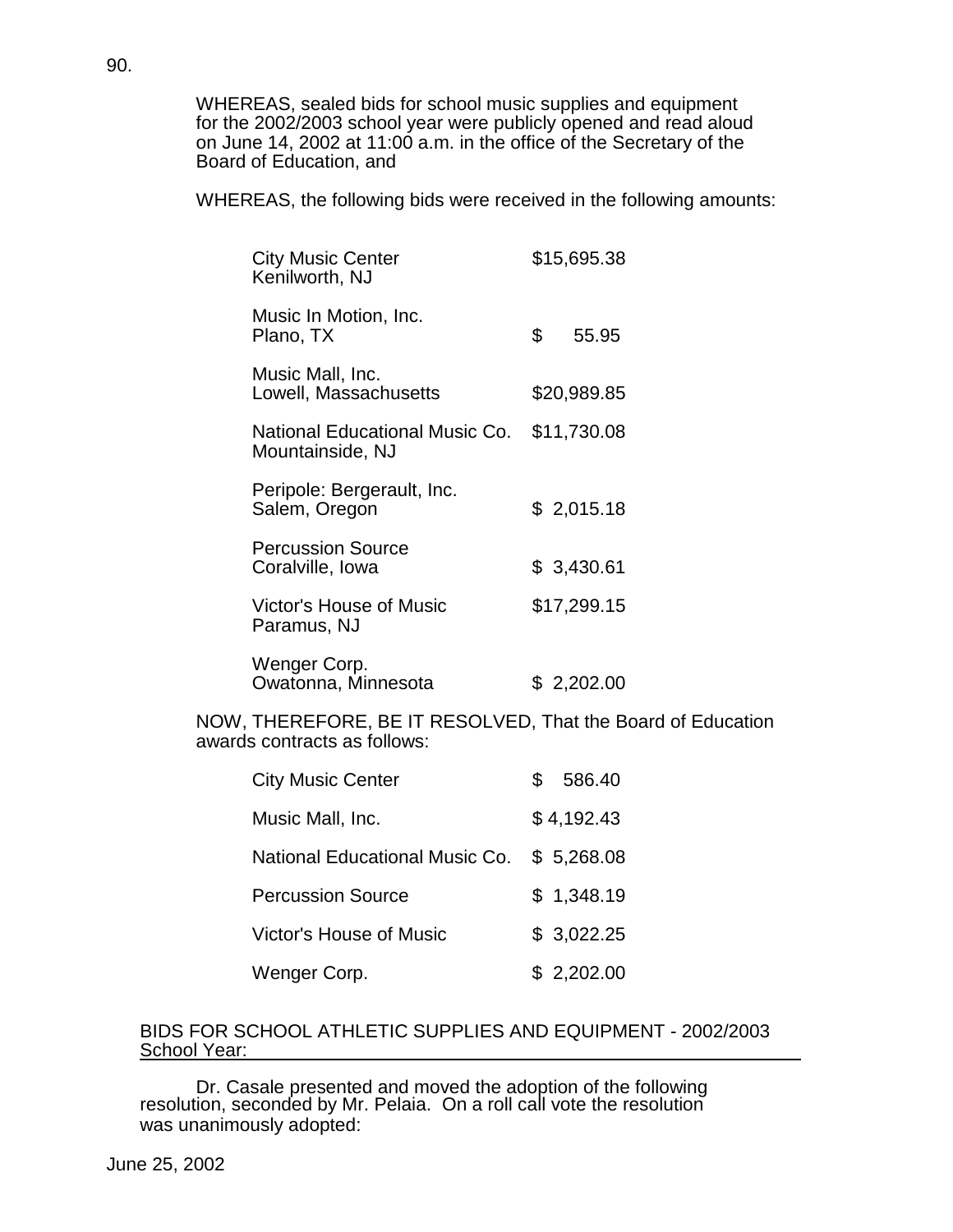WHEREAS, sealed bids for school music supplies and equipment for the 2002/2003 school year were publicly opened and read aloud on June 14, 2002 at 11:00 a.m. in the office of the Secretary of the Board of Education, and

WHEREAS, the following bids were received in the following amounts:

| | |
|---|---|
| City Music Center<br>Kenilworth, NJ | $15,695.38 |
| Music In Motion, Inc.<br>Plano, TX | $ 55.95 |
| Music Mall, Inc.<br>Lowell, Massachusetts | $20,989.85 |
| National Educational Music Co.<br>Mountainside, NJ | $11,730.08 |
| Peripole: Bergerault, Inc.<br>Salem, Oregon | $ 2,015.18 |
| Percussion Source<br>Coralville, Iowa | $ 3,430.61 |
| Victor's House of Music<br>Paramus, NJ | $17,299.15 |
| Wenger Corp.<br>Owatonna, Minnesota | $ 2,202.00 |

NOW, THEREFORE, BE IT RESOLVED, That the Board of Education awards contracts as follows:

| | |
|---|---|
| City Music Center | $ 586.40 |
| Music Mall, Inc. | $ 4,192.43 |
| National Educational Music Co. | $ 5,268.08 |
| Percussion Source | $ 1,348.19 |
| Victor's House of Music | $ 3,022.25 |
| Wenger Corp. | $ 2,202.00 |

BIDS FOR SCHOOL ATHLETIC SUPPLIES AND EQUIPMENT - 2002/2003 School Year:

Dr. Casale presented and moved the adoption of the following resolution, seconded by Mr. Pelaia. On a roll call vote the resolution was unanimously adopted: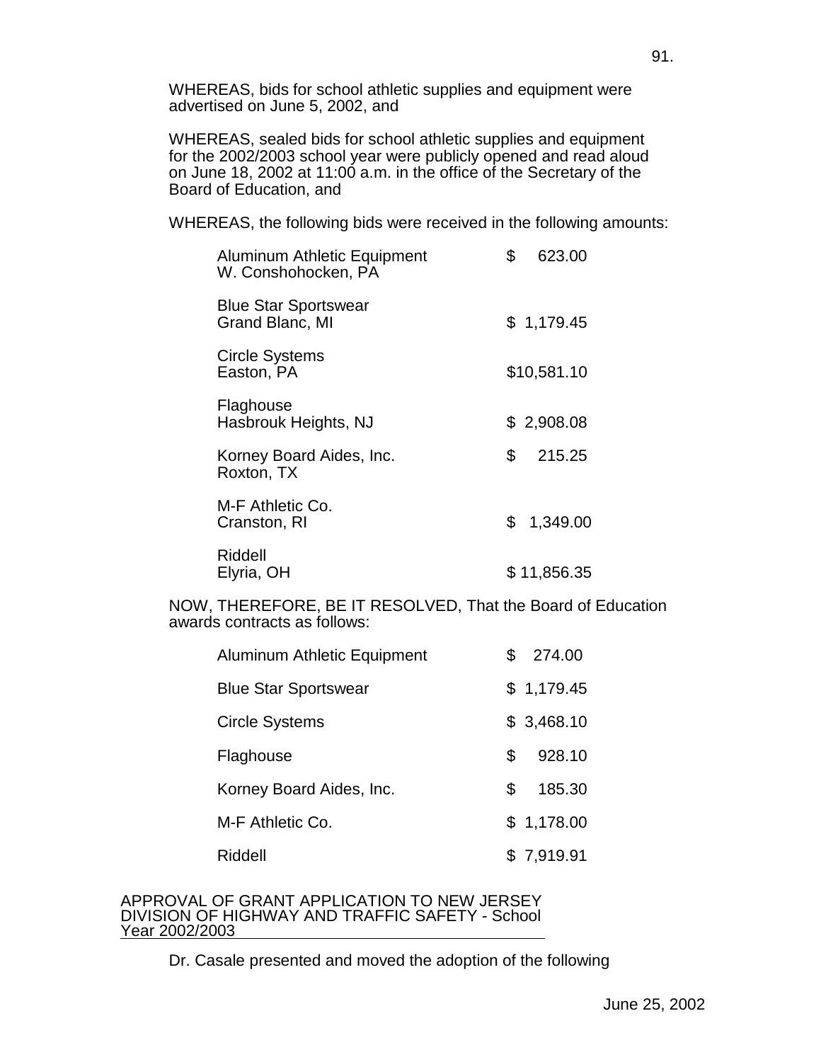WHEREAS, bids for school athletic supplies and equipment were advertised on June 5, 2002, and

WHEREAS, sealed bids for school athletic supplies and equipment for the 2002/2003 school year were publicly opened and read aloud on June 18, 2002 at 11:00 a.m. in the office of the Secretary of the Board of Education, and

WHEREAS, the following bids were received in the following amounts:

| | |
|---|---|
| Aluminum Athletic Equipment<br>W. Conshohocken, PA | $ 623.00 |
| Blue Star Sportswear<br>Grand Blanc, MI | $ 1,179.45 |
| Circle Systems<br>Easton, PA | $10,581.10 |
| Flaghouse<br>Hasbrouk Heights, NJ | $ 2,908.08 |
| Korney Board Aides, Inc.<br>Roxton, TX | $ 215.25 |
| M-F Athletic Co.<br>Cranston, RI | $ 1,349.00 |
| Riddell<br>Elyria, OH | $ 11,856.35 |

NOW, THEREFORE, BE IT RESOLVED, That the Board of Education awards contracts as follows:

| | |
|---|---|
| Aluminum Athletic Equipment | $ 274.00 |
| Blue Star Sportswear | $ 1,179.45 |
| Circle Systems | $ 3,468.10 |
| Flaghouse | $ 928.10 |
| Korney Board Aides, Inc. | $ 185.30 |
| M-F Athletic Co. | $ 1,178.00 |
| Riddell | $ 7,919.91 |

APPROVAL OF GRANT APPLICATION TO NEW JERSEY DIVISION OF HIGHWAY AND TRAFFIC SAFETY - School Year 2002/2003

Dr. Casale presented and moved the adoption of the following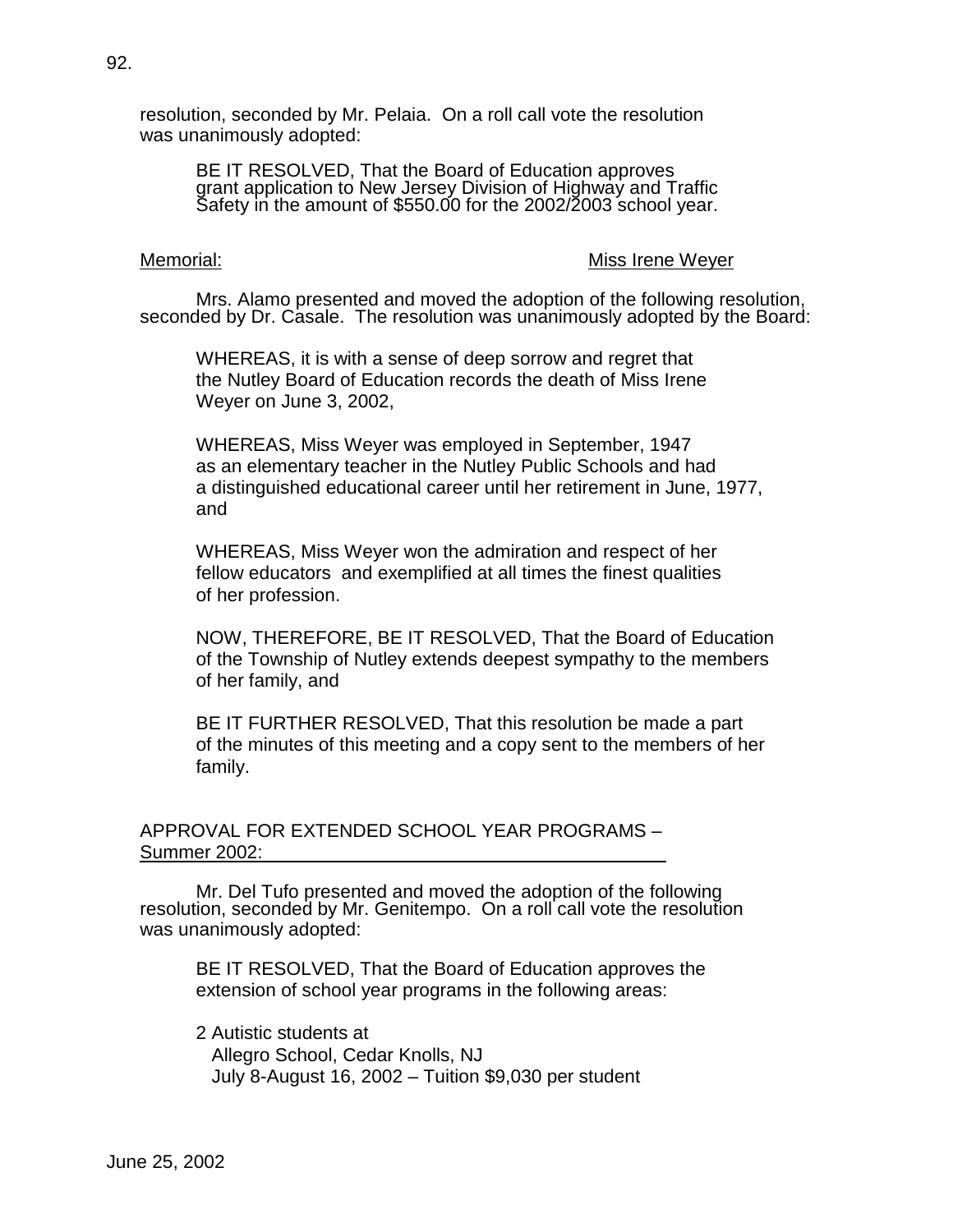resolution, seconded by Mr. Pelaia. On a roll call vote the resolution was unanimously adopted:

> BE IT RESOLVED, That the Board of Education approves grant application to New Jersey Division of Highway and Traffic Safety in the amount of $550.00 for the 2002/2003 school year.

Memorial: Miss Irene Weyer

Mrs. Alamo presented and moved the adoption of the following resolution, seconded by Dr. Casale. The resolution was unanimously adopted by the Board:

> WHEREAS, it is with a sense of deep sorrow and regret that the Nutley Board of Education records the death of Miss Irene Weyer on June 3, 2002,
>
> WHEREAS, Miss Weyer was employed in September, 1947 as an elementary teacher in the Nutley Public Schools and had a distinguished educational career until her retirement in June, 1977, and
>
> WHEREAS, Miss Weyer won the admiration and respect of her fellow educators and exemplified at all times the finest qualities of her profession.
>
> NOW, THEREFORE, BE IT RESOLVED, That the Board of Education of the Township of Nutley extends deepest sympathy to the members of her family, and
>
> BE IT FURTHER RESOLVED, That this resolution be made a part of the minutes of this meeting and a copy sent to the members of her family.

APPROVAL FOR EXTENDED SCHOOL YEAR PROGRAMS – Summer 2002:

Mr. Del Tufo presented and moved the adoption of the following resolution, seconded by Mr. Genitempo. On a roll call vote the resolution was unanimously adopted:

> BE IT RESOLVED, That the Board of Education approves the extension of school year programs in the following areas:
>
> 2 Autistic students at
> Allegro School, Cedar Knolls, NJ
> July 8-August 16, 2002 – Tuition $9,030 per student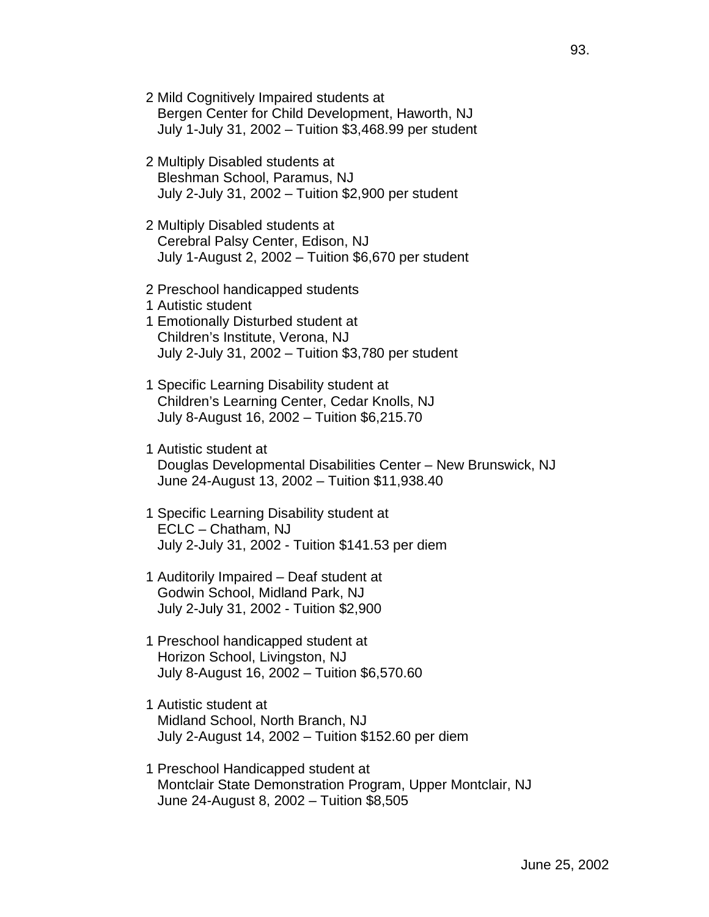2 Mild Cognitively Impaired students at
Bergen Center for Child Development, Haworth, NJ
July 1-July 31, 2002 – Tuition $3,468.99 per student

2 Multiply Disabled students at
Bleshman School, Paramus, NJ
July 2-July 31, 2002 – Tuition $2,900 per student

2 Multiply Disabled students at
Cerebral Palsy Center, Edison, NJ
July 1-August 2, 2002 – Tuition $6,670 per student

2 Preschool handicapped students
1 Autistic student
1 Emotionally Disturbed student at
Children's Institute, Verona, NJ
July 2-July 31, 2002 – Tuition $3,780 per student

1 Specific Learning Disability student at
Children's Learning Center, Cedar Knolls, NJ
July 8-August 16, 2002 – Tuition $6,215.70

1 Autistic student at
Douglas Developmental Disabilities Center – New Brunswick, NJ
June 24-August 13, 2002 – Tuition $11,938.40

1 Specific Learning Disability student at
ECLC – Chatham, NJ
July 2-July 31, 2002 - Tuition $141.53 per diem

1 Auditorily Impaired – Deaf student at
Godwin School, Midland Park, NJ
July 2-July 31, 2002 - Tuition $2,900

1 Preschool handicapped student at
Horizon School, Livingston, NJ
July 8-August 16, 2002 – Tuition $6,570.60

1 Autistic student at
Midland School, North Branch, NJ
July 2-August 14, 2002 – Tuition $152.60 per diem

1 Preschool Handicapped student at
Montclair State Demonstration Program, Upper Montclair, NJ
June 24-August 8, 2002 – Tuition $8,505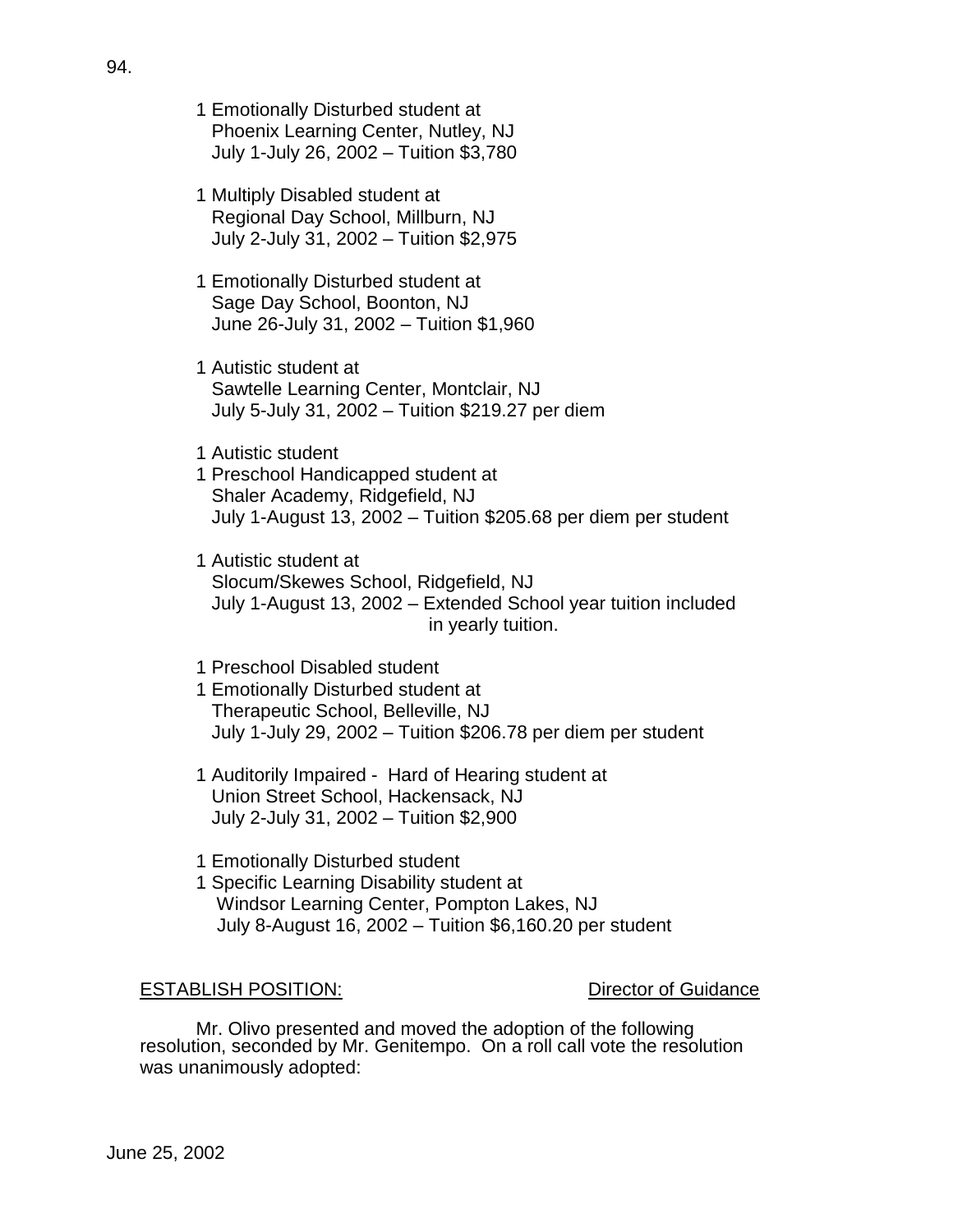1 Emotionally Disturbed student at
Phoenix Learning Center, Nutley, NJ
July 1-July 26, 2002 – Tuition $3,780

1 Multiply Disabled student at
Regional Day School, Millburn, NJ
July 2-July 31, 2002 – Tuition $2,975

1 Emotionally Disturbed student at
Sage Day School, Boonton, NJ
June 26-July 31, 2002 – Tuition $1,960

1 Autistic student at
Sawtelle Learning Center, Montclair, NJ
July 5-July 31, 2002 – Tuition $219.27 per diem

1 Autistic student
1 Preschool Handicapped student at
Shaler Academy, Ridgefield, NJ
July 1-August 13, 2002 – Tuition $205.68 per diem per student

1 Autistic student at
Slocum/Skewes School, Ridgefield, NJ
July 1-August 13, 2002 – Extended School year tuition included in yearly tuition.

1 Preschool Disabled student
1 Emotionally Disturbed student at
Therapeutic School, Belleville, NJ
July 1-July 29, 2002 – Tuition $206.78 per diem per student

1 Auditorily Impaired - Hard of Hearing student at
Union Street School, Hackensack, NJ
July 2-July 31, 2002 – Tuition $2,900

1 Emotionally Disturbed student
1 Specific Learning Disability student at
Windsor Learning Center, Pompton Lakes, NJ
July 8-August 16, 2002 – Tuition $6,160.20 per student

<u>ESTABLISH POSITION:</u> <u>Director of Guidance</u>

Mr. Olivo presented and moved the adoption of the following resolution, seconded by Mr. Genitempo. On a roll call vote the resolution was unanimously adopted: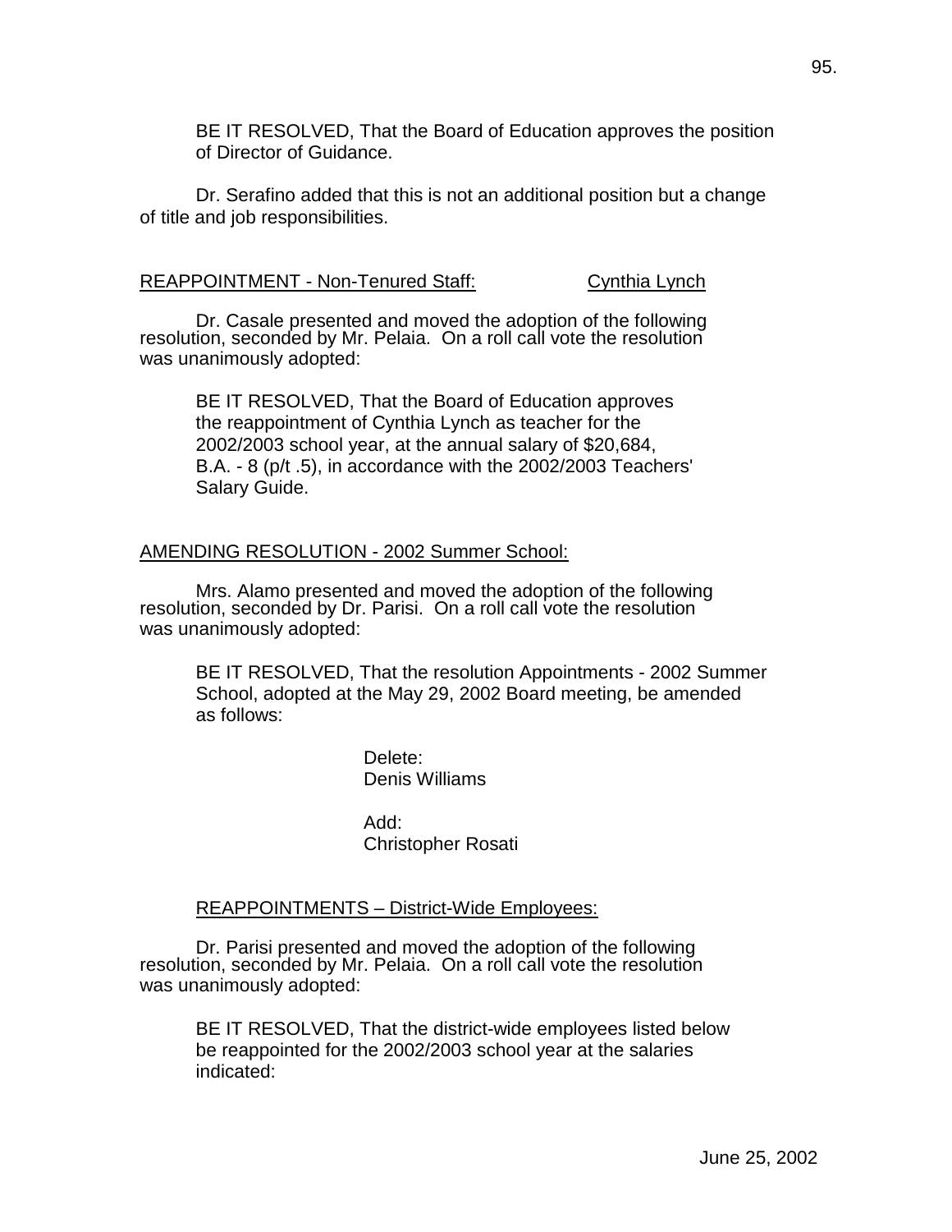BE IT RESOLVED, That the Board of Education approves the position of Director of Guidance.

Dr. Serafino added that this is not an additional position but a change of title and job responsibilities.

<u>REAPPOINTMENT - Non-Tenured Staff:</u> <u>Cynthia Lynch</u>

Dr. Casale presented and moved the adoption of the following resolution, seconded by Mr. Pelaia. On a roll call vote the resolution was unanimously adopted:

BE IT RESOLVED, That the Board of Education approves the reappointment of Cynthia Lynch as teacher for the 2002/2003 school year, at the annual salary of $20,684, B.A. - 8 (p/t .5), in accordance with the 2002/2003 Teachers' Salary Guide.

<u>AMENDING RESOLUTION - 2002 Summer School:</u>

Mrs. Alamo presented and moved the adoption of the following resolution, seconded by Dr. Parisi. On a roll call vote the resolution was unanimously adopted:

BE IT RESOLVED, That the resolution Appointments - 2002 Summer School, adopted at the May 29, 2002 Board meeting, be amended as follows:

Delete:
Denis Williams

Add:
Christopher Rosati

<u>REAPPOINTMENTS – District-Wide Employees:</u>

Dr. Parisi presented and moved the adoption of the following resolution, seconded by Mr. Pelaia. On a roll call vote the resolution was unanimously adopted:

BE IT RESOLVED, That the district-wide employees listed below be reappointed for the 2002/2003 school year at the salaries indicated: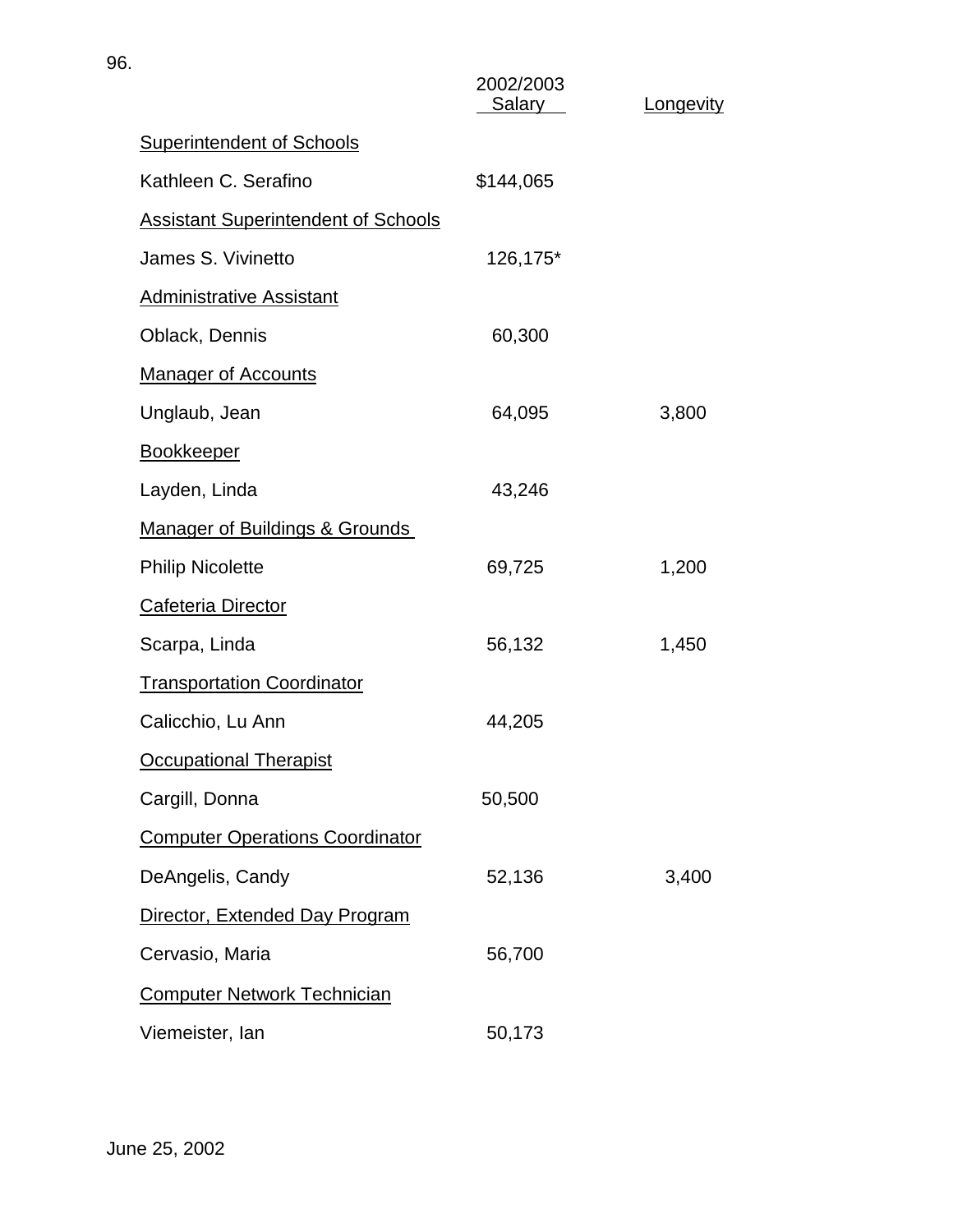| | 2002/2003 Salary | Longevity |
|---|---|---|
| Superintendent of Schools | | |
| Kathleen C. Serafino | $144,065 | |
| Assistant Superintendent of Schools | | |
| James S. Vivinetto | 126,175* | |
| Administrative Assistant | | |
| Oblack, Dennis | 60,300 | |
| Manager of Accounts | | |
| Unglaub, Jean | 64,095 | 3,800 |
| Bookkeeper | | |
| Layden, Linda | 43,246 | |
| Manager of Buildings & Grounds | | |
| Philip Nicolette | 69,725 | 1,200 |
| Cafeteria Director | | |
| Scarpa, Linda | 56,132 | 1,450 |
| Transportation Coordinator | | |
| Calicchio, Lu Ann | 44,205 | |
| Occupational Therapist | | |
| Cargill, Donna | 50,500 | |
| Computer Operations Coordinator | | |
| DeAngelis, Candy | 52,136 | 3,400 |
| Director, Extended Day Program | | |
| Cervasio, Maria | 56,700 | |
| Computer Network Technician | | |
| Viemeister, Ian | 50,173 | |

June 25, 2002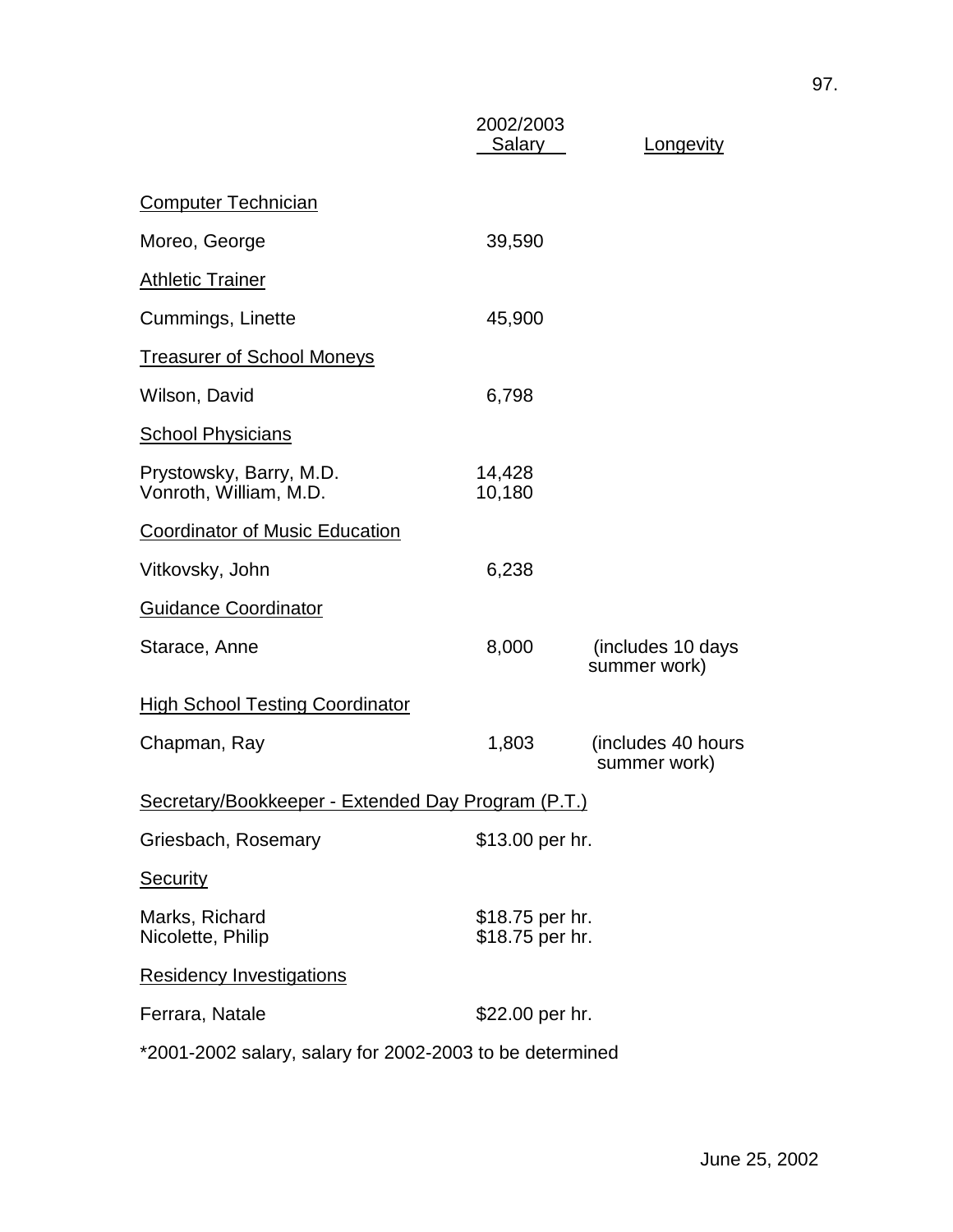| | 2002/2003 Salary | Longevity |
|---|---|---|
| Computer Technician | | |
| Moreo, George | 39,590 | |
| Athletic Trainer | | |
| Cummings, Linette | 45,900 | |
| Treasurer of School Moneys | | |
| Wilson, David | 6,798 | |
| School Physicians | | |
| Prystowsky, Barry, M.D. | 14,428 | |
| Vonroth, William, M.D. | 10,180 | |
| Coordinator of Music Education | | |
| Vitkovsky, John | 6,238 | |
| Guidance Coordinator | | |
| Starace, Anne | 8,000 | (includes 10 days summer work) |
| High School Testing Coordinator | | |
| Chapman, Ray | 1,803 | (includes 40 hours summer work) |
| Secretary/Bookkeeper - Extended Day Program (P.T.) | | |
| Griesbach, Rosemary | $13.00 per hr. | |
| Security | | |
| Marks, Richard | $18.75 per hr. | |
| Nicolette, Philip | $18.75 per hr. | |
| Residency Investigations | | |
| Ferrara, Natale | $22.00 per hr. | |

*2001-2002 salary, salary for 2002-2003 to be determined

June 25, 2002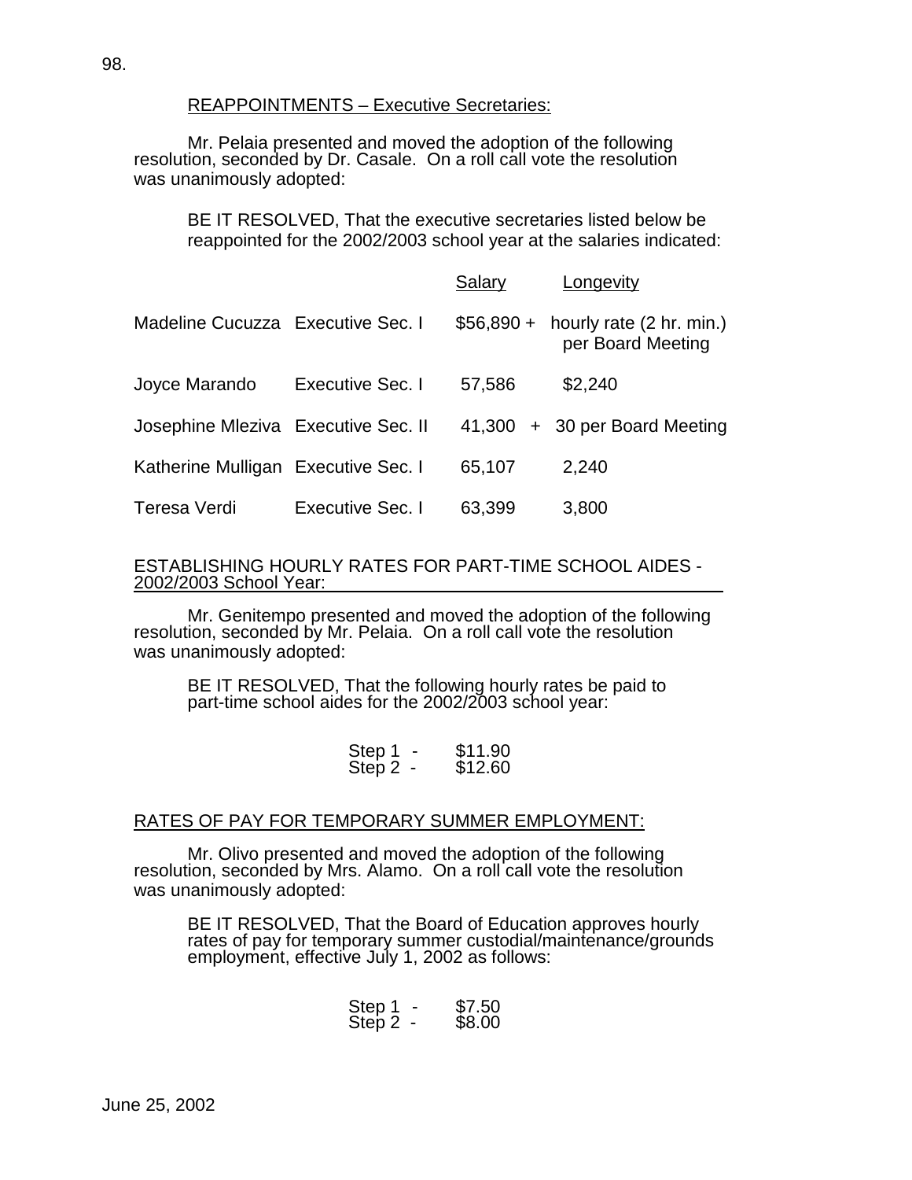REAPPOINTMENTS – Executive Secretaries:

Mr. Pelaia presented and moved the adoption of the following resolution, seconded by Dr. Casale. On a roll call vote the resolution was unanimously adopted:

BE IT RESOLVED, That the executive secretaries listed below be reappointed for the 2002/2003 school year at the salaries indicated:

| | | Salary | Longevity |
|---|---|---|---|
| Madeline Cucuzza | Executive Sec. I | $56,890 + | hourly rate (2 hr. min.) per Board Meeting |
| Joyce Marando | Executive Sec. I | 57,586 | $2,240 |
| Josephine Mleziva | Executive Sec. II | 41,300 + | 30 per Board Meeting |
| Katherine Mulligan | Executive Sec. I | 65,107 | 2,240 |
| Teresa Verdi | Executive Sec. I | 63,399 | 3,800 |

ESTABLISHING HOURLY RATES FOR PART-TIME SCHOOL AIDES - 2002/2003 School Year:

Mr. Genitempo presented and moved the adoption of the following resolution, seconded by Mr. Pelaia. On a roll call vote the resolution was unanimously adopted:

BE IT RESOLVED, That the following hourly rates be paid to part-time school aides for the 2002/2003 school year:

Step 1 - $11.90
Step 2 - $12.60

RATES OF PAY FOR TEMPORARY SUMMER EMPLOYMENT:

Mr. Olivo presented and moved the adoption of the following resolution, seconded by Mrs. Alamo. On a roll call vote the resolution was unanimously adopted:

BE IT RESOLVED, That the Board of Education approves hourly rates of pay for temporary summer custodial/maintenance/grounds employment, effective July 1, 2002 as follows:

Step 1 - $7.50
Step 2 - $8.00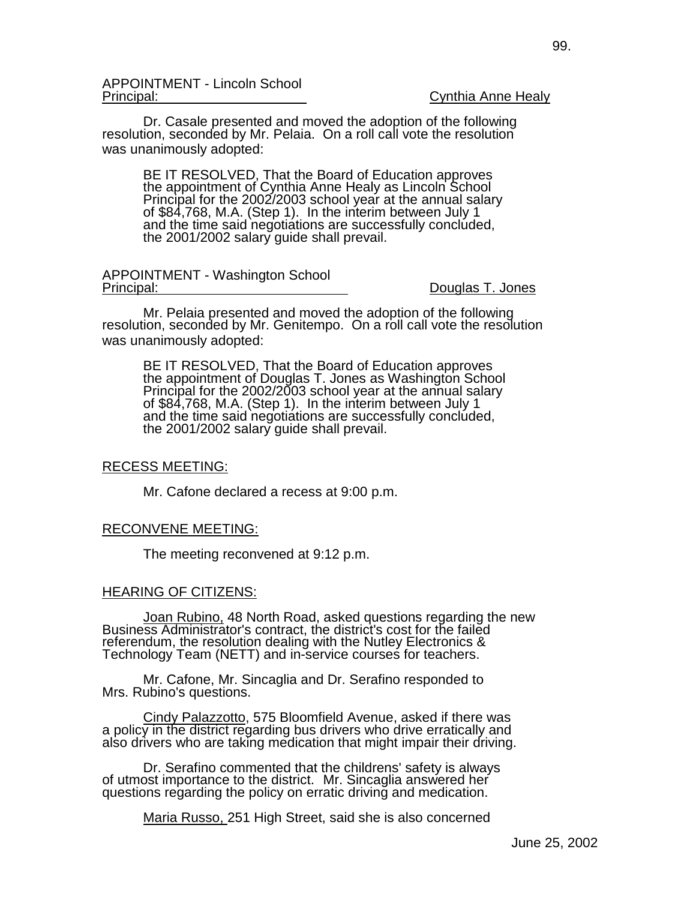APPOINTMENT - Lincoln School
Principal: Cynthia Anne Healy

Dr. Casale presented and moved the adoption of the following resolution, seconded by Mr. Pelaia. On a roll call vote the resolution was unanimously adopted:

> BE IT RESOLVED, That the Board of Education approves the appointment of Cynthia Anne Healy as Lincoln School Principal for the 2002/2003 school year at the annual salary of $84,768, M.A. (Step 1). In the interim between July 1 and the time said negotiations are successfully concluded, the 2001/2002 salary guide shall prevail.

APPOINTMENT - Washington School
Principal: Douglas T. Jones

Mr. Pelaia presented and moved the adoption of the following resolution, seconded by Mr. Genitempo. On a roll call vote the resolution was unanimously adopted:

> BE IT RESOLVED, That the Board of Education approves the appointment of Douglas T. Jones as Washington School Principal for the 2002/2003 school year at the annual salary of $84,768, M.A. (Step 1). In the interim between July 1 and the time said negotiations are successfully concluded, the 2001/2002 salary guide shall prevail.

RECESS MEETING:

Mr. Cafone declared a recess at 9:00 p.m.

RECONVENE MEETING:

The meeting reconvened at 9:12 p.m.

HEARING OF CITIZENS:

Joan Rubino, 48 North Road, asked questions regarding the new Business Administrator's contract, the district's cost for the failed referendum, the resolution dealing with the Nutley Electronics & Technology Team (NETT) and in-service courses for teachers.

Mr. Cafone, Mr. Sincaglia and Dr. Serafino responded to Mrs. Rubino's questions.

Cindy Palazzotto, 575 Bloomfield Avenue, asked if there was a policy in the district regarding bus drivers who drive erratically and also drivers who are taking medication that might impair their driving.

Dr. Serafino commented that the childrens' safety is always of utmost importance to the district. Mr. Sincaglia answered her questions regarding the policy on erratic driving and medication.

Maria Russo, 251 High Street, said she is also concerned

June 25, 2002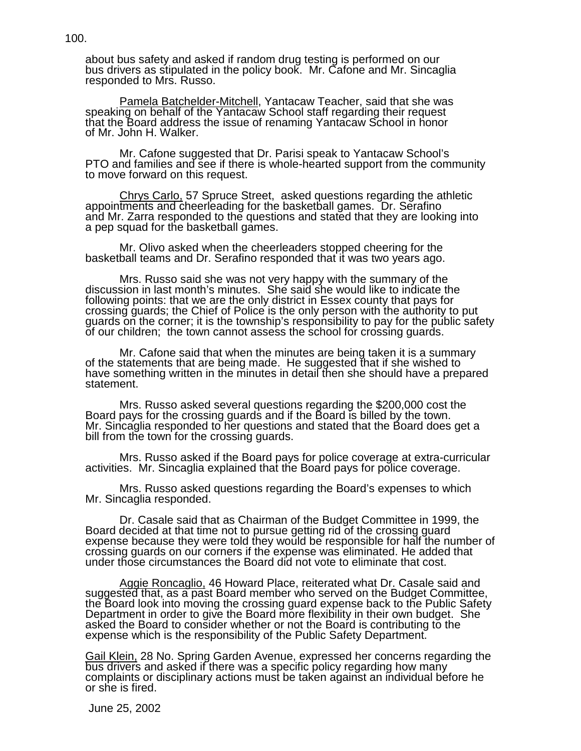about bus safety and asked if random drug testing is performed on our bus drivers as stipulated in the policy book. Mr. Cafone and Mr. Sincaglia responded to Mrs. Russo.

Pamela Batchelder-Mitchell, Yantacaw Teacher, said that she was speaking on behalf of the Yantacaw School staff regarding their request that the Board address the issue of renaming Yantacaw School in honor of Mr. John H. Walker.

Mr. Cafone suggested that Dr. Parisi speak to Yantacaw School's PTO and families and see if there is whole-hearted support from the community to move forward on this request.

Chrys Carlo, 57 Spruce Street, asked questions regarding the athletic appointments and cheerleading for the basketball games. Dr. Serafino and Mr. Zarra responded to the questions and stated that they are looking into a pep squad for the basketball games.

Mr. Olivo asked when the cheerleaders stopped cheering for the basketball teams and Dr. Serafino responded that it was two years ago.

Mrs. Russo said she was not very happy with the summary of the discussion in last month's minutes. She said she would like to indicate the following points: that we are the only district in Essex county that pays for crossing guards; the Chief of Police is the only person with the authority to put guards on the corner; it is the township's responsibility to pay for the public safety of our children; the town cannot assess the school for crossing guards.

Mr. Cafone said that when the minutes are being taken it is a summary of the statements that are being made. He suggested that if she wished to have something written in the minutes in detail then she should have a prepared statement.

Mrs. Russo asked several questions regarding the $200,000 cost the Board pays for the crossing guards and if the Board is billed by the town. Mr. Sincaglia responded to her questions and stated that the Board does get a bill from the town for the crossing guards.

Mrs. Russo asked if the Board pays for police coverage at extra-curricular activities. Mr. Sincaglia explained that the Board pays for police coverage.

Mrs. Russo asked questions regarding the Board's expenses to which Mr. Sincaglia responded.

Dr. Casale said that as Chairman of the Budget Committee in 1999, the Board decided at that time not to pursue getting rid of the crossing guard expense because they were told they would be responsible for half the number of crossing guards on our corners if the expense was eliminated. He added that under those circumstances the Board did not vote to eliminate that cost.

Aggie Roncaglio, 46 Howard Place, reiterated what Dr. Casale said and suggested that, as a past Board member who served on the Budget Committee, the Board look into moving the crossing guard expense back to the Public Safety Department in order to give the Board more flexibility in their own budget. She asked the Board to consider whether or not the Board is contributing to the expense which is the responsibility of the Public Safety Department.

Gail Klein, 28 No. Spring Garden Avenue, expressed her concerns regarding the bus drivers and asked if there was a specific policy regarding how many complaints or disciplinary actions must be taken against an individual before he or she is fired.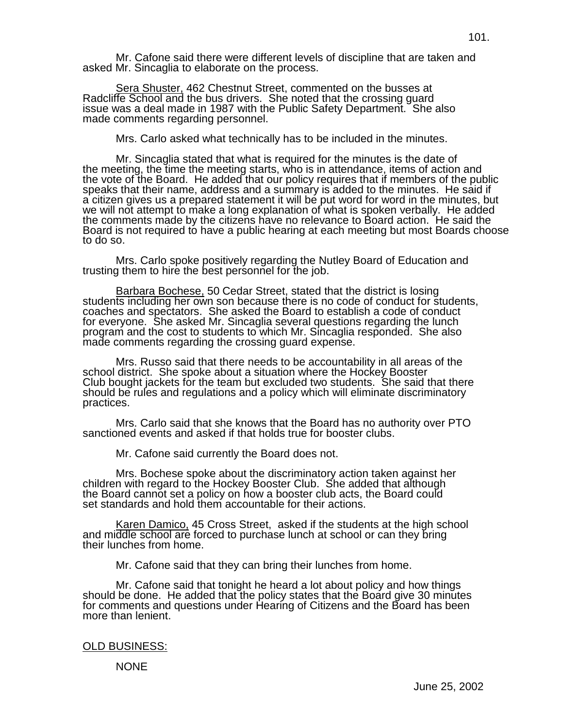Mr. Cafone said there were different levels of discipline that are taken and asked Mr. Sincaglia to elaborate on the process.

Sera Shuster, 462 Chestnut Street, commented on the busses at Radcliffe School and the bus drivers. She noted that the crossing guard issue was a deal made in 1987 with the Public Safety Department. She also made comments regarding personnel.

Mrs. Carlo asked what technically has to be included in the minutes.

Mr. Sincaglia stated that what is required for the minutes is the date of the meeting, the time the meeting starts, who is in attendance, items of action and the vote of the Board. He added that our policy requires that if members of the public speaks that their name, address and a summary is added to the minutes. He said if a citizen gives us a prepared statement it will be put word for word in the minutes, but we will not attempt to make a long explanation of what is spoken verbally. He added the comments made by the citizens have no relevance to Board action. He said the Board is not required to have a public hearing at each meeting but most Boards choose to do so.

Mrs. Carlo spoke positively regarding the Nutley Board of Education and trusting them to hire the best personnel for the job.

Barbara Bochese, 50 Cedar Street, stated that the district is losing students including her own son because there is no code of conduct for students, coaches and spectators. She asked the Board to establish a code of conduct for everyone. She asked Mr. Sincaglia several questions regarding the lunch program and the cost to students to which Mr. Sincaglia responded. She also made comments regarding the crossing guard expense.

Mrs. Russo said that there needs to be accountability in all areas of the school district. She spoke about a situation where the Hockey Booster Club bought jackets for the team but excluded two students. She said that there should be rules and regulations and a policy which will eliminate discriminatory practices.

Mrs. Carlo said that she knows that the Board has no authority over PTO sanctioned events and asked if that holds true for booster clubs.

Mr. Cafone said currently the Board does not.

Mrs. Bochese spoke about the discriminatory action taken against her children with regard to the Hockey Booster Club. She added that although the Board cannot set a policy on how a booster club acts, the Board could set standards and hold them accountable for their actions.

Karen Damico, 45 Cross Street, asked if the students at the high school and middle school are forced to purchase lunch at school or can they bring their lunches from home.

Mr. Cafone said that they can bring their lunches from home.

Mr. Cafone said that tonight he heard a lot about policy and how things should be done. He added that the policy states that the Board give 30 minutes for comments and questions under Hearing of Citizens and the Board has been more than lenient.

OLD BUSINESS:

NONE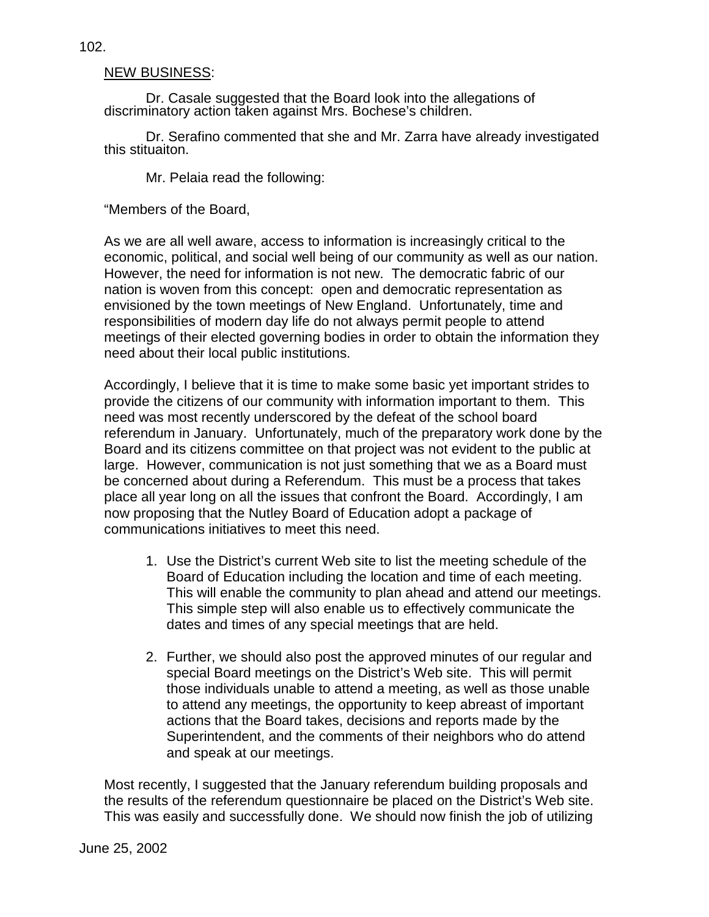NEW BUSINESS:

Dr. Casale suggested that the Board look into the allegations of discriminatory action taken against Mrs. Bochese's children.

Dr. Serafino commented that she and Mr. Zarra have already investigated this stituaiton.

Mr. Pelaia read the following:

"Members of the Board,

As we are all well aware, access to information is increasingly critical to the economic, political, and social well being of our community as well as our nation. However, the need for information is not new. The democratic fabric of our nation is woven from this concept: open and democratic representation as envisioned by the town meetings of New England. Unfortunately, time and responsibilities of modern day life do not always permit people to attend meetings of their elected governing bodies in order to obtain the information they need about their local public institutions.

Accordingly, I believe that it is time to make some basic yet important strides to provide the citizens of our community with information important to them. This need was most recently underscored by the defeat of the school board referendum in January. Unfortunately, much of the preparatory work done by the Board and its citizens committee on that project was not evident to the public at large. However, communication is not just something that we as a Board must be concerned about during a Referendum. This must be a process that takes place all year long on all the issues that confront the Board. Accordingly, I am now proposing that the Nutley Board of Education adopt a package of communications initiatives to meet this need.

1. Use the District's current Web site to list the meeting schedule of the Board of Education including the location and time of each meeting. This will enable the community to plan ahead and attend our meetings. This simple step will also enable us to effectively communicate the dates and times of any special meetings that are held.
2. Further, we should also post the approved minutes of our regular and special Board meetings on the District's Web site. This will permit those individuals unable to attend a meeting, as well as those unable to attend any meetings, the opportunity to keep abreast of important actions that the Board takes, decisions and reports made by the Superintendent, and the comments of their neighbors who do attend and speak at our meetings.

Most recently, I suggested that the January referendum building proposals and the results of the referendum questionnaire be placed on the District's Web site. This was easily and successfully done. We should now finish the job of utilizing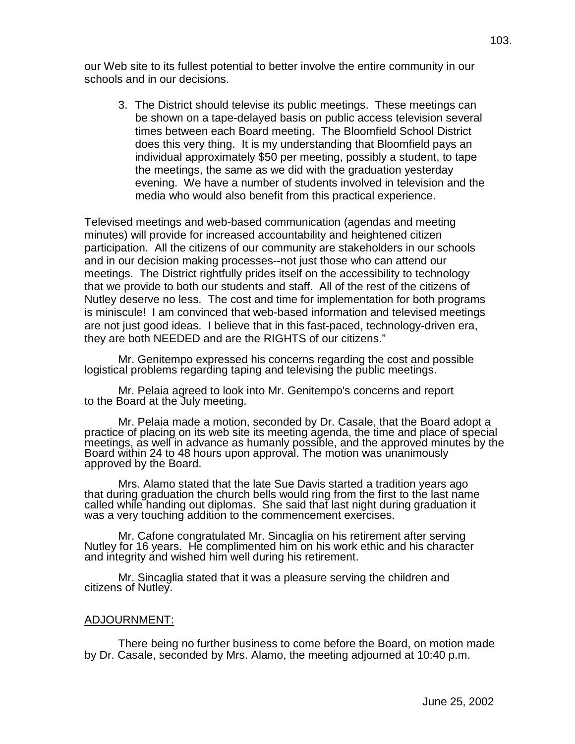our Web site to its fullest potential to better involve the entire community in our schools and in our decisions.

3. The District should televise its public meetings. These meetings can be shown on a tape-delayed basis on public access television several times between each Board meeting. The Bloomfield School District does this very thing. It is my understanding that Bloomfield pays an individual approximately $50 per meeting, possibly a student, to tape the meetings, the same as we did with the graduation yesterday evening. We have a number of students involved in television and the media who would also benefit from this practical experience.

Televised meetings and web-based communication (agendas and meeting minutes) will provide for increased accountability and heightened citizen participation. All the citizens of our community are stakeholders in our schools and in our decision making processes--not just those who can attend our meetings. The District rightfully prides itself on the accessibility to technology that we provide to both our students and staff. All of the rest of the citizens of Nutley deserve no less. The cost and time for implementation for both programs is miniscule! I am convinced that web-based information and televised meetings are not just good ideas. I believe that in this fast-paced, technology-driven era, they are both NEEDED and are the RIGHTS of our citizens."

Mr. Genitempo expressed his concerns regarding the cost and possible logistical problems regarding taping and televising the public meetings.

Mr. Pelaia agreed to look into Mr. Genitempo's concerns and report to the Board at the July meeting.

Mr. Pelaia made a motion, seconded by Dr. Casale, that the Board adopt a practice of placing on its web site its meeting agenda, the time and place of special meetings, as well in advance as humanly possible, and the approved minutes by the Board within 24 to 48 hours upon approval. The motion was unanimously approved by the Board.

Mrs. Alamo stated that the late Sue Davis started a tradition years ago that during graduation the church bells would ring from the first to the last name called while handing out diplomas. She said that last night during graduation it was a very touching addition to the commencement exercises.

Mr. Cafone congratulated Mr. Sincaglia on his retirement after serving Nutley for 16 years. He complimented him on his work ethic and his character and integrity and wished him well during his retirement.

Mr. Sincaglia stated that it was a pleasure serving the children and citizens of Nutley.

ADJOURNMENT:

There being no further business to come before the Board, on motion made by Dr. Casale, seconded by Mrs. Alamo, the meeting adjourned at 10:40 p.m.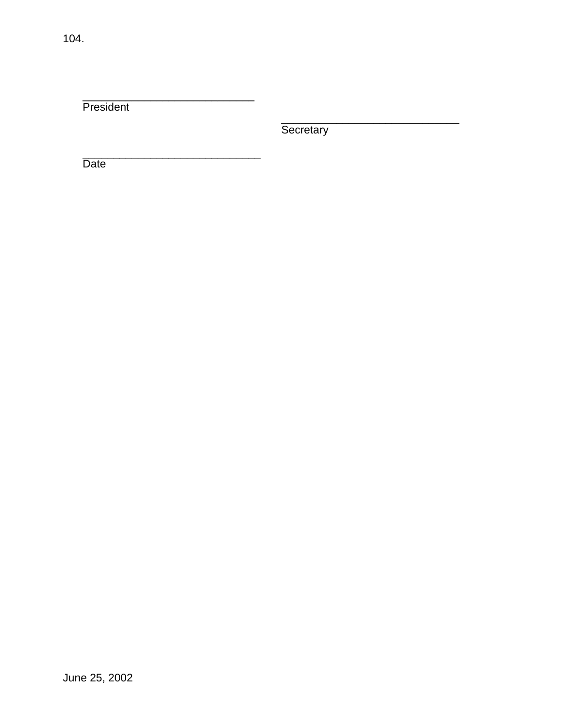\_\_\_\_\_\_\_\_\_\_\_\_\_\_\_\_\_\_\_\_\_\_\_\_\_\_\_\_
President

\_\_\_\_\_\_\_\_\_\_\_\_\_\_\_\_\_\_\_\_\_\_\_\_\_\_\_\_\_\_
Secretary

\_\_\_\_\_\_\_\_\_\_\_\_\_\_\_\_\_\_\_\_\_\_\_\_\_\_\_\_\_\_
Date